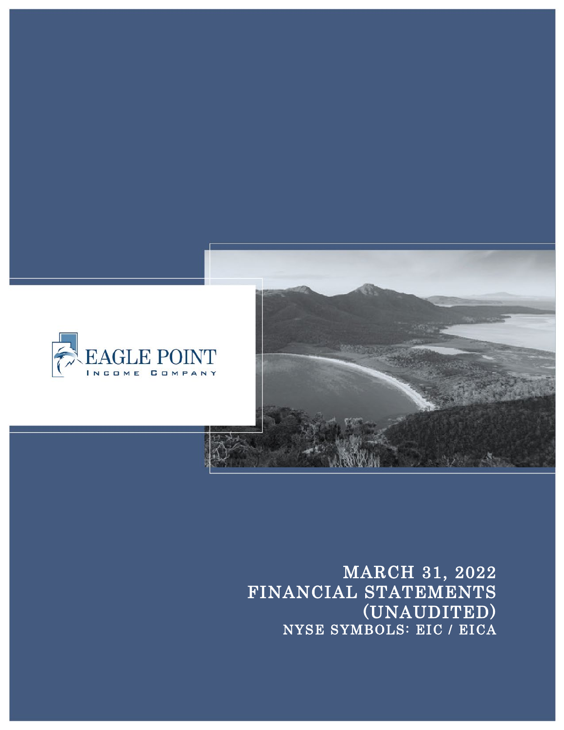EAGLE POINT
INCOME COMPANY

# MARCH 31, 2022
# FINANCIAL STATEMENTS
# (UNAUDITED)

NYSE SYMBOLS: EIC / EICA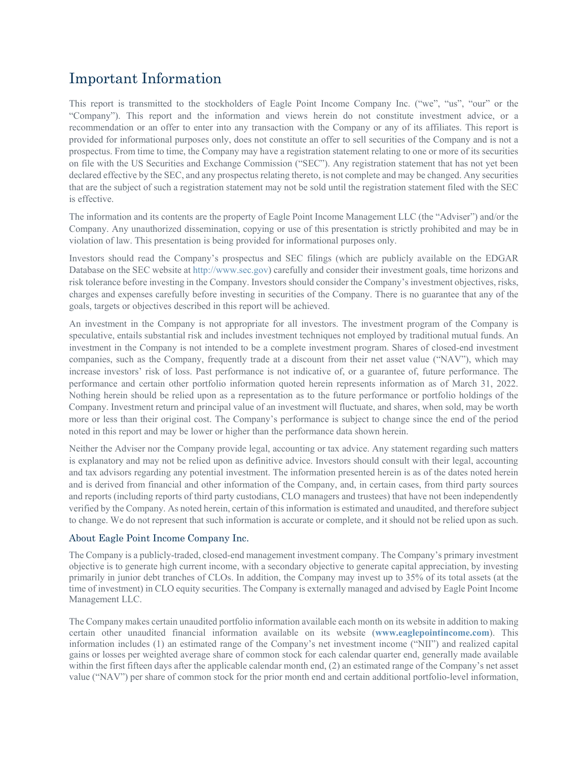# Important Information

This report is transmitted to the stockholders of Eagle Point Income Company Inc. ("we", "us", "our" or the "Company"). This report and the information and views herein do not constitute investment advice, or a recommendation or an offer to enter into any transaction with the Company or any of its affiliates. This report is provided for informational purposes only, does not constitute an offer to sell securities of the Company and is not a prospectus. From time to time, the Company may have a registration statement relating to one or more of its securities on file with the US Securities and Exchange Commission ("SEC"). Any registration statement that has not yet been declared effective by the SEC, and any prospectus relating thereto, is not complete and may be changed. Any securities that are the subject of such a registration statement may not be sold until the registration statement filed with the SEC is effective.

The information and its contents are the property of Eagle Point Income Management LLC (the "Adviser") and/or the Company. Any unauthorized dissemination, copying or use of this presentation is strictly prohibited and may be in violation of law. This presentation is being provided for informational purposes only.

Investors should read the Company's prospectus and SEC filings (which are publicly available on the EDGAR Database on the SEC website at http://www.sec.gov) carefully and consider their investment goals, time horizons and risk tolerance before investing in the Company. Investors should consider the Company's investment objectives, risks, charges and expenses carefully before investing in securities of the Company. There is no guarantee that any of the goals, targets or objectives described in this report will be achieved.

An investment in the Company is not appropriate for all investors. The investment program of the Company is speculative, entails substantial risk and includes investment techniques not employed by traditional mutual funds. An investment in the Company is not intended to be a complete investment program. Shares of closed-end investment companies, such as the Company, frequently trade at a discount from their net asset value ("NAV"), which may increase investors' risk of loss. Past performance is not indicative of, or a guarantee of, future performance. The performance and certain other portfolio information quoted herein represents information as of March 31, 2022. Nothing herein should be relied upon as a representation as to the future performance or portfolio holdings of the Company. Investment return and principal value of an investment will fluctuate, and shares, when sold, may be worth more or less than their original cost. The Company's performance is subject to change since the end of the period noted in this report and may be lower or higher than the performance data shown herein.

Neither the Adviser nor the Company provide legal, accounting or tax advice. Any statement regarding such matters is explanatory and may not be relied upon as definitive advice. Investors should consult with their legal, accounting and tax advisors regarding any potential investment. The information presented herein is as of the dates noted herein and is derived from financial and other information of the Company, and, in certain cases, from third party sources and reports (including reports of third party custodians, CLO managers and trustees) that have not been independently verified by the Company. As noted herein, certain of this information is estimated and unaudited, and therefore subject to change. We do not represent that such information is accurate or complete, and it should not be relied upon as such.

## About Eagle Point Income Company Inc.

The Company is a publicly-traded, closed-end management investment company. The Company's primary investment objective is to generate high current income, with a secondary objective to generate capital appreciation, by investing primarily in junior debt tranches of CLOs. In addition, the Company may invest up to 35% of its total assets (at the time of investment) in CLO equity securities. The Company is externally managed and advised by Eagle Point Income Management LLC.

The Company makes certain unaudited portfolio information available each month on its website in addition to making certain other unaudited financial information available on its website (**www.eaglepointincome.com**). This information includes (1) an estimated range of the Company's net investment income ("NII") and realized capital gains or losses per weighted average share of common stock for each calendar quarter end, generally made available within the first fifteen days after the applicable calendar month end, (2) an estimated range of the Company's net asset value ("NAV") per share of common stock for the prior month end and certain additional portfolio-level information,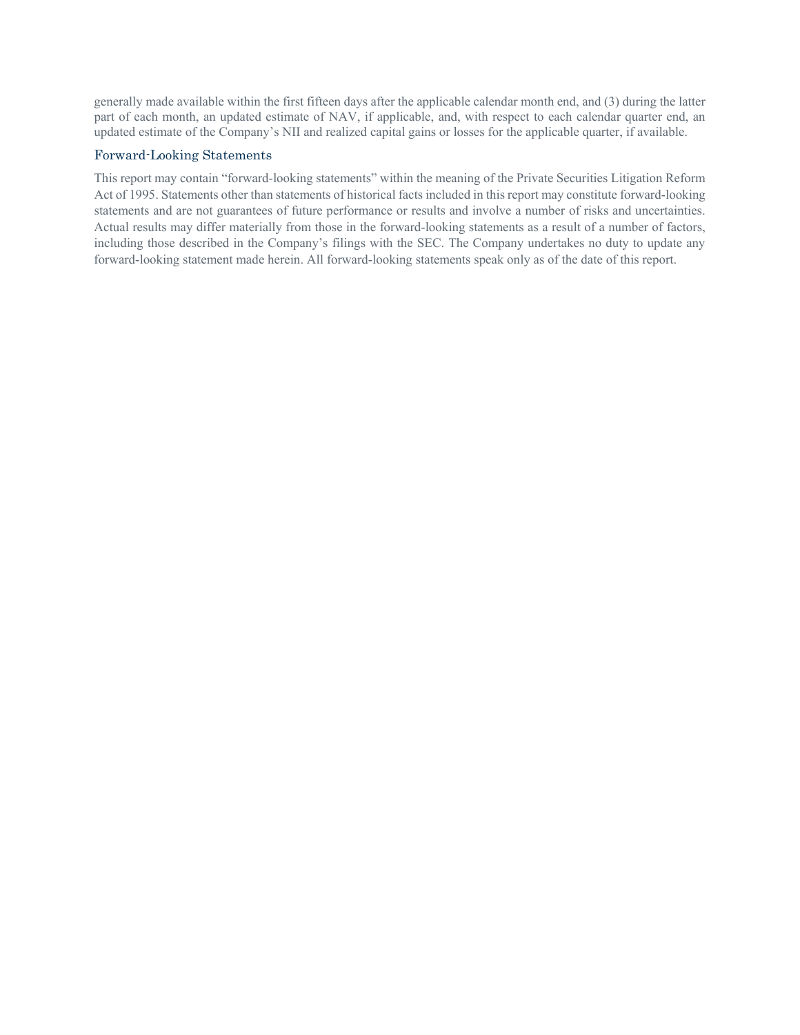generally made available within the first fifteen days after the applicable calendar month end, and (3) during the latter part of each month, an updated estimate of NAV, if applicable, and, with respect to each calendar quarter end, an updated estimate of the Company's NII and realized capital gains or losses for the applicable quarter, if available.

## Forward-Looking Statements

This report may contain "forward-looking statements" within the meaning of the Private Securities Litigation Reform Act of 1995. Statements other than statements of historical facts included in this report may constitute forward-looking statements and are not guarantees of future performance or results and involve a number of risks and uncertainties. Actual results may differ materially from those in the forward-looking statements as a result of a number of factors, including those described in the Company's filings with the SEC. The Company undertakes no duty to update any forward-looking statement made herein. All forward-looking statements speak only as of the date of this report.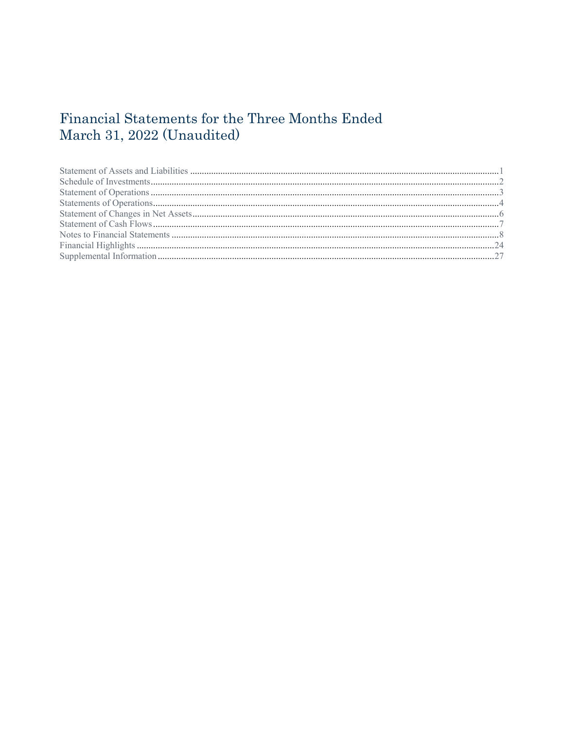# Financial Statements for the Three Months Ended March 31, 2022 (Unaudited)

| | |
|---|---|
| Statement of Assets and Liabilities | 1 |
| Schedule of Investments | 2 |
| Statement of Operations | 3 |
| Statements of Operations | 4 |
| Statement of Changes in Net Assets | 6 |
| Statement of Cash Flows | 7 |
| Notes to Financial Statements | 8 |
| Financial Highlights | 24 |
| Supplemental Information | 27 |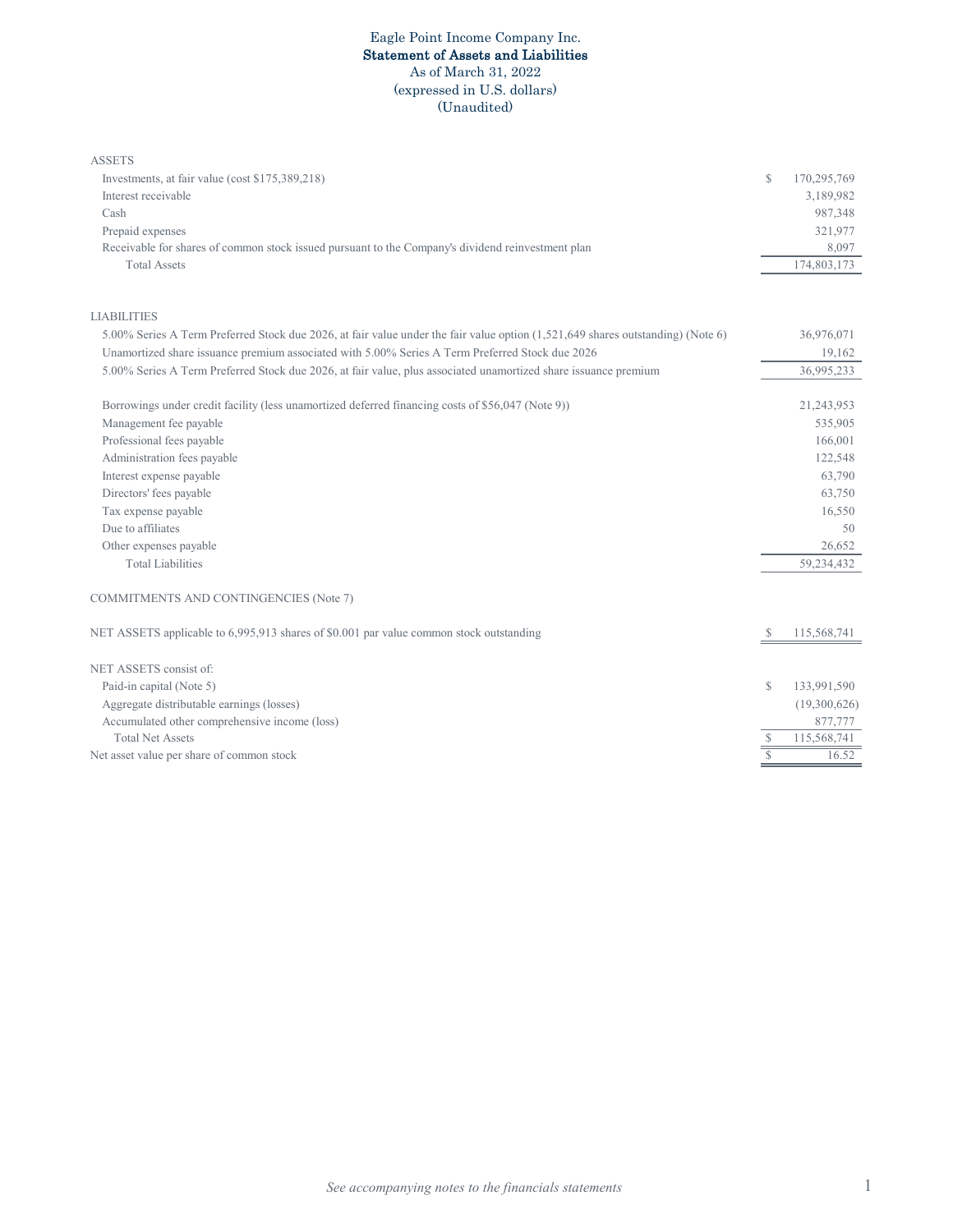# Eagle Point Income Company Inc.

## Statement of Assets and Liabilities

As of March 31, 2022

(expressed in U.S. dollars)

(Unaudited)

| | |
|---|---|
| **ASSETS** | |
| Investments, at fair value (cost $175,389,218) | $ 170,295,769 |
| Interest receivable | 3,189,982 |
| Cash | 987,348 |
| Prepaid expenses | 321,977 |
| Receivable for shares of common stock issued pursuant to the Company's dividend reinvestment plan | 8,097 |
| Total Assets | 174,803,173 |
| | |
| **LIABILITIES** | |
| 5.00% Series A Term Preferred Stock due 2026, at fair value under the fair value option (1,521,649 shares outstanding) (Note 6) | 36,976,071 |
| Unamortized share issuance premium associated with 5.00% Series A Term Preferred Stock due 2026 | 19,162 |
| 5.00% Series A Term Preferred Stock due 2026, at fair value, plus associated unamortized share issuance premium | 36,995,233 |
| | |
| Borrowings under credit facility (less unamortized deferred financing costs of $56,047 (Note 9)) | 21,243,953 |
| Management fee payable | 535,905 |
| Professional fees payable | 166,001 |
| Administration fees payable | 122,548 |
| Interest expense payable | 63,790 |
| Directors' fees payable | 63,750 |
| Tax expense payable | 16,550 |
| Due to affiliates | 50 |
| Other expenses payable | 26,652 |
| Total Liabilities | 59,234,432 |
| | |
| COMMITMENTS AND CONTINGENCIES (Note 7) | |
| | |
| NET ASSETS applicable to 6,995,913 shares of $0.001 par value common stock outstanding | $ 115,568,741 |
| | |
| NET ASSETS consist of: | |
| Paid-in capital (Note 5) | $ 133,991,590 |
| Aggregate distributable earnings (losses) | (19,300,626) |
| Accumulated other comprehensive income (loss) | 877,777 |
| Total Net Assets | $ 115,568,741 |
| Net asset value per share of common stock | $ 16.52 |

*See accompanying notes to the financials statements*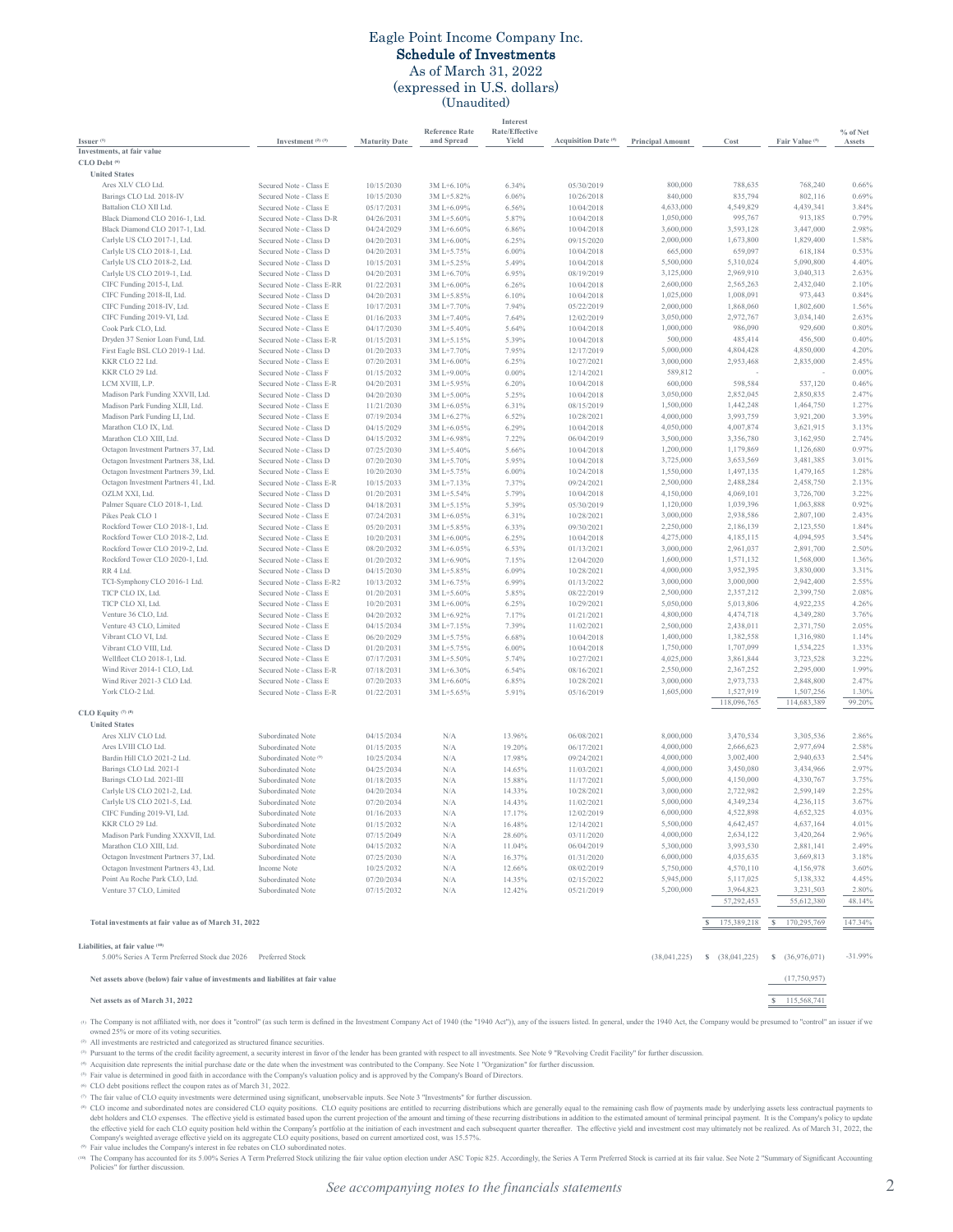# Eagle Point Income Company Inc.
## Schedule of Investments
As of March 31, 2022
(expressed in U.S. dollars)
(Unaudited)

| Issuer [1] | Investment [2] [3] | Maturity Date | Reference Rate and Spread | Interest Rate/Effective Yield | Acquisition Date [4] | Principal Amount | Cost | Fair Value [5] | % of Net Assets |
|---|---|---|---|---|---|---|---|---|---|
| **Investments, at fair value** | | | | | | | | | |
| **CLO Debt [6]** | | | | | | | | | |
| **United States** | | | | | | | | | |
| Ares XLV CLO Ltd. | Secured Note - Class E | 10/15/2030 | 3M L+6.10% | 6.34% | 05/30/2019 | 800,000 | 788,635 | 768,240 | 0.66% |
| Barings CLO Ltd. 2018-IV | Secured Note - Class E | 10/15/2030 | 3M L+5.82% | 6.06% | 10/26/2018 | 840,000 | 835,794 | 802,116 | 0.69% |
| Battalion CLO XII Ltd. | Secured Note - Class E | 05/17/2031 | 3M L+6.09% | 6.56% | 10/04/2018 | 4,633,000 | 4,549,829 | 4,439,341 | 3.84% |
| Black Diamond CLO 2016-1, Ltd. | Secured Note - Class D-R | 04/26/2031 | 3M L+5.60% | 5.87% | 10/04/2018 | 1,050,000 | 995,767 | 913,185 | 0.79% |
| Black Diamond CLO 2017-1, Ltd. | Secured Note - Class D | 04/24/2029 | 3M L+6.60% | 6.86% | 10/04/2018 | 3,600,000 | 3,593,128 | 3,447,000 | 2.98% |
| Carlyle US CLO 2017-1, Ltd. | Secured Note - Class D | 04/20/2031 | 3M L+6.00% | 6.25% | 09/15/2020 | 2,000,000 | 1,673,800 | 1,829,400 | 1.58% |
| Carlyle US CLO 2018-1, Ltd. | Secured Note - Class D | 04/20/2031 | 3M L+5.75% | 6.00% | 10/04/2018 | 665,000 | 659,097 | 618,184 | 0.53% |
| Carlyle US CLO 2018-2, Ltd. | Secured Note - Class D | 10/15/2031 | 3M L+5.25% | 5.49% | 10/04/2018 | 5,500,000 | 5,310,024 | 5,090,800 | 4.40% |
| Carlyle US CLO 2019-1, Ltd. | Secured Note - Class D | 04/20/2031 | 3M L+6.70% | 6.95% | 08/19/2019 | 3,125,000 | 2,969,910 | 3,040,313 | 2.63% |
| CIFC Funding 2015-I, Ltd. | Secured Note - Class E-RR | 01/22/2031 | 3M L+6.00% | 6.26% | 10/04/2018 | 2,600,000 | 2,565,263 | 2,432,040 | 2.10% |
| CIFC Funding 2018-II, Ltd. | Secured Note - Class D | 04/20/2031 | 3M L+5.85% | 6.10% | 10/04/2018 | 1,025,000 | 1,008,091 | 973,443 | 0.84% |
| CIFC Funding 2018-IV, Ltd. | Secured Note - Class E | 10/17/2031 | 3M L+7.70% | 7.94% | 05/22/2019 | 2,000,000 | 1,868,060 | 1,802,600 | 1.56% |
| CIFC Funding 2019-VI, Ltd. | Secured Note - Class E | 01/16/2033 | 3M L+7.40% | 7.64% | 12/02/2019 | 3,050,000 | 2,972,767 | 3,034,140 | 2.63% |
| Cook Park CLO, Ltd. | Secured Note - Class E | 04/17/2030 | 3M L+5.40% | 5.64% | 10/04/2018 | 1,000,000 | 986,090 | 929,600 | 0.80% |
| Dryden 37 Senior Loan Fund, Ltd. | Secured Note - Class E-R | 01/15/2031 | 3M L+5.15% | 5.39% | 10/04/2018 | 500,000 | 485,414 | 456,500 | 0.40% |
| First Eagle BSL CLO 2019-1 Ltd. | Secured Note - Class D | 01/20/2033 | 3M L+7.70% | 7.95% | 12/17/2019 | 5,000,000 | 4,804,428 | 4,850,000 | 4.20% |
| KKR CLO 22 Ltd. | Secured Note - Class E | 07/20/2031 | 3M L+6.00% | 6.25% | 10/27/2021 | 3,000,000 | 2,953,468 | 2,835,000 | 2.45% |
| KKR CLO 29 Ltd. | Secured Note - Class F | 01/15/2032 | 3M L+9.00% | 0.00% | 12/14/2021 | 589,812 | - | - | 0.00% |
| LCM XVIII, L.P. | Secured Note - Class E-R | 04/20/2031 | 3M L+5.95% | 6.20% | 10/04/2018 | 600,000 | 598,584 | 537,120 | 0.46% |
| Madison Park Funding XXVII, Ltd. | Secured Note - Class D | 04/20/2030 | 3M L+5.00% | 5.25% | 10/04/2018 | 3,050,000 | 2,852,045 | 2,850,835 | 2.47% |
| Madison Park Funding XLII, Ltd. | Secured Note - Class E | 11/21/2030 | 3M L+6.05% | 6.31% | 08/15/2019 | 1,500,000 | 1,442,248 | 1,464,750 | 1.27% |
| Madison Park Funding LI, Ltd. | Secured Note - Class E | 07/19/2034 | 3M L+6.27% | 6.52% | 10/28/2021 | 4,000,000 | 3,993,759 | 3,921,200 | 3.39% |
| Marathon CLO IX, Ltd. | Secured Note - Class D | 04/15/2029 | 3M L+6.05% | 6.29% | 10/04/2018 | 4,050,000 | 4,007,874 | 3,621,915 | 3.13% |
| Marathon CLO XIII, Ltd. | Secured Note - Class D | 04/15/2032 | 3M L+6.98% | 7.22% | 06/04/2019 | 3,500,000 | 3,356,780 | 3,162,950 | 2.74% |
| Octagon Investment Partners 37, Ltd. | Secured Note - Class D | 07/25/2030 | 3M L+5.40% | 5.66% | 10/04/2018 | 1,200,000 | 1,179,869 | 1,126,680 | 0.97% |
| Octagon Investment Partners 38, Ltd. | Secured Note - Class D | 07/20/2030 | 3M L+5.70% | 5.95% | 10/04/2018 | 3,725,000 | 3,653,569 | 3,481,385 | 3.01% |
| Octagon Investment Partners 39, Ltd. | Secured Note - Class E | 10/20/2030 | 3M L+5.75% | 6.00% | 10/24/2018 | 1,550,000 | 1,497,135 | 1,479,165 | 1.28% |
| Octagon Investment Partners 41, Ltd. | Secured Note - Class E-R | 10/15/2033 | 3M L+7.13% | 7.37% | 09/24/2021 | 2,500,000 | 2,488,284 | 2,458,750 | 2.13% |
| OZLM XXI, Ltd. | Secured Note - Class D | 01/20/2031 | 3M L+5.54% | 5.79% | 10/04/2018 | 4,150,000 | 4,069,101 | 3,726,700 | 3.22% |
| Palmer Square CLO 2018-1, Ltd. | Secured Note - Class D | 04/18/2031 | 3M L+5.15% | 5.39% | 05/30/2019 | 1,120,000 | 1,039,396 | 1,063,888 | 0.92% |
| Pikes Peak CLO 1 | Secured Note - Class E | 07/24/2031 | 3M L+6.05% | 6.31% | 10/28/2021 | 3,000,000 | 2,938,586 | 2,807,100 | 2.43% |
| Rockford Tower CLO 2018-1, Ltd. | Secured Note - Class E | 05/20/2031 | 3M L+5.85% | 6.33% | 09/30/2021 | 2,250,000 | 2,186,139 | 2,123,550 | 1.84% |
| Rockford Tower CLO 2018-2, Ltd. | Secured Note - Class E | 10/20/2031 | 3M L+6.00% | 6.25% | 10/04/2018 | 4,275,000 | 4,185,115 | 4,094,595 | 3.54% |
| Rockford Tower CLO 2019-2, Ltd. | Secured Note - Class E | 08/20/2032 | 3M L+6.05% | 6.53% | 01/13/2021 | 3,000,000 | 2,961,037 | 2,891,700 | 2.50% |
| Rockford Tower CLO 2020-1, Ltd. | Secured Note - Class E | 01/20/2032 | 3M L+6.90% | 7.15% | 12/04/2020 | 1,600,000 | 1,571,132 | 1,568,000 | 1.36% |
| RR 4 Ltd. | Secured Note - Class D | 04/15/2030 | 3M L+5.85% | 6.09% | 10/28/2021 | 4,000,000 | 3,952,395 | 3,830,000 | 3.31% |
| TCI-Symphony CLO 2016-1 Ltd. | Secured Note - Class E-R2 | 10/13/2032 | 3M L+6.75% | 6.99% | 01/13/2022 | 3,000,000 | 3,000,000 | 2,942,400 | 2.55% |
| TICP CLO IX, Ltd. | Secured Note - Class E | 01/20/2031 | 3M L+5.60% | 5.85% | 08/22/2019 | 2,500,000 | 2,357,212 | 2,399,750 | 2.08% |
| TICP CLO XI, Ltd. | Secured Note - Class E | 10/20/2031 | 3M L+6.00% | 6.25% | 10/29/2021 | 5,050,000 | 5,013,806 | 4,922,235 | 4.26% |
| Venture 36 CLO, Ltd. | Secured Note - Class E | 04/20/2032 | 3M L+6.92% | 7.17% | 01/21/2021 | 4,800,000 | 4,474,718 | 4,349,280 | 3.76% |
| Venture 43 CLO, Limited | Secured Note - Class E | 04/15/2034 | 3M L+7.15% | 7.39% | 11/02/2021 | 2,500,000 | 2,438,011 | 2,371,750 | 2.05% |
| Vibrant CLO VI, Ltd. | Secured Note - Class E | 06/20/2029 | 3M L+5.75% | 6.68% | 10/04/2018 | 1,400,000 | 1,382,558 | 1,316,980 | 1.14% |
| Vibrant CLO VIII, Ltd. | Secured Note - Class D | 01/20/2031 | 3M L+5.75% | 6.00% | 10/04/2018 | 1,750,000 | 1,707,099 | 1,534,225 | 1.33% |
| Wellfleet CLO 2018-1, Ltd. | Secured Note - Class E | 07/17/2031 | 3M L+5.50% | 5.74% | 10/27/2021 | 4,025,000 | 3,861,844 | 3,723,528 | 3.22% |
| Wind River 2014-1 CLO, Ltd. | Secured Note - Class E-R | 07/18/2031 | 3M L+6.30% | 6.54% | 08/16/2021 | 2,550,000 | 2,367,252 | 2,295,000 | 1.99% |
| Wind River 2021-3 CLO Ltd. | Secured Note - Class E | 07/20/2033 | 3M L+6.60% | 6.85% | 10/28/2021 | 3,000,000 | 2,973,733 | 2,848,800 | 2.47% |
| York CLO-2 Ltd. | Secured Note - Class E-R | 01/22/2031 | 3M L+5.65% | 5.91% | 05/16/2019 | 1,605,000 | 1,527,919 | 1,507,256 | 1.30% |
| | | | | | | | 118,096,765 | 114,683,389 | 99.20% |
| **CLO Equity [7] [8]** | | | | | | | | | |
| **United States** | | | | | | | | | |
| Ares XLIV CLO Ltd. | Subordinated Note | 04/15/2034 | N/A | 13.96% | 06/08/2021 | 8,000,000 | 3,470,534 | 3,305,536 | 2.86% |
| Ares LVIII CLO Ltd. | Subordinated Note | 01/15/2035 | N/A | 19.20% | 06/17/2021 | 4,000,000 | 2,666,623 | 2,977,694 | 2.58% |
| Bardin Hill CLO 2021-2 Ltd. | Subordinated Note [9] | 10/25/2034 | N/A | 17.98% | 09/24/2021 | 4,000,000 | 3,002,400 | 2,940,633 | 2.54% |
| Barings CLO Ltd. 2021-I | Subordinated Note | 04/25/2034 | N/A | 14.65% | 11/03/2021 | 4,000,000 | 3,450,080 | 3,434,966 | 2.97% |
| Barings CLO Ltd. 2021-III | Subordinated Note | 01/18/2035 | N/A | 15.88% | 11/17/2021 | 5,000,000 | 4,150,000 | 4,330,767 | 3.75% |
| Carlyle US CLO 2021-2, Ltd. | Subordinated Note | 04/20/2034 | N/A | 14.33% | 10/28/2021 | 3,000,000 | 2,722,982 | 2,599,149 | 2.25% |
| Carlyle US CLO 2021-5, Ltd. | Subordinated Note | 07/20/2034 | N/A | 14.43% | 11/02/2021 | 5,000,000 | 4,349,234 | 4,236,115 | 3.67% |
| CIFC Funding 2019-VI, Ltd. | Subordinated Note | 01/16/2033 | N/A | 17.17% | 12/02/2019 | 6,000,000 | 4,522,898 | 4,652,325 | 4.03% |
| KKR CLO 29 Ltd. | Subordinated Note | 01/15/2032 | N/A | 16.48% | 12/14/2021 | 5,500,000 | 4,642,457 | 4,637,164 | 4.01% |
| Madison Park Funding XXXVII, Ltd. | Subordinated Note | 07/15/2049 | N/A | 28.60% | 03/11/2020 | 4,000,000 | 2,634,122 | 3,420,264 | 2.96% |
| Marathon CLO XIII, Ltd. | Subordinated Note | 04/15/2032 | N/A | 11.04% | 06/04/2019 | 5,300,000 | 3,993,530 | 2,881,141 | 2.49% |
| Octagon Investment Partners 37, Ltd. | Subordinated Note | 07/25/2030 | N/A | 16.37% | 01/31/2020 | 6,000,000 | 4,035,635 | 3,669,813 | 3.18% |
| Octagon Investment Partners 43, Ltd. | Income Note | 10/25/2032 | N/A | 12.66% | 08/02/2019 | 5,750,000 | 4,570,110 | 4,156,978 | 3.60% |
| Point Au Roche Park CLO, Ltd. | Subordinated Note | 07/20/2034 | N/A | 14.35% | 02/15/2022 | 5,945,000 | 5,117,025 | 5,138,332 | 4.45% |
| Venture 37 CLO, Limited | Subordinated Note | 07/15/2032 | N/A | 12.42% | 05/21/2019 | 5,200,000 | 3,964,823 | 3,231,503 | 2.80% |
| | | | | | | | 57,292,453 | 55,612,380 | 48.14% |
| **Total investments at fair value as of March 31, 2022** | | | | | | | $ 175,389,218 | $ 170,295,769 | 147.34% |
| **Liabilities, at fair value [10]** | | | | | | | | | |
| 5.00% Series A Term Preferred Stock due 2026 | Preferred Stock | | | | | (38,041,225) | $ (38,041,225) | $ (36,976,071) | -31.99% |
| **Net assets above (below) fair value of investments and liabilites at fair value** | | | | | | | | (17,750,957) | |
| **Net assets as of March 31, 2022** | | | | | | | | $ 115,568,741 | |

[1] The Company is not affiliated with, nor does it "control" (as such term is defined in the Investment Company Act of 1940 (the "1940 Act")), any of the issuers listed. In general, under the 1940 Act, the Company would be presumed to "control" an issuer if we owned 25% or more of its voting securities.

[2] All investments are restricted and categorized as structured finance securities.

[3] Pursuant to the terms of the credit facility agreement, a security interest in favor of the lender has been granted with respect to all investments. See Note 9 "Revolving Credit Facility" for further discussion.

[4] Acquisition date represents the initial purchase date or the date when the investment was contributed to the Company. See Note 1 "Organization" for further discussion.

[5] Fair value is determined in good faith in accordance with the Company's valuation policy and is approved by the Company's Board of Directors.

[6] CLO debt positions reflect the coupon rates as of March 31, 2022.

[7] The fair value of CLO equity investments were determined using significant, unobservable inputs. See Note 3 "Investments" for further discussion.

[8] CLO income and subordinated notes are considered CLO equity positions. CLO equity positions are entitled to recurring distributions which are generally equal to the remaining cash flow of payments made by underlying assets less contractual payments to debt holders and CLO expenses. The effective yield is estimated based upon the current projection of the amount and timing of these recurring distributions in addition to the estimated amount of terminal principal payment. It is the Company's policy to update the effective yield for each CLO equity position held within the Company's portfolio at the initiation of each investment and each subsequent quarter thereafter. The effective yield and investment cost may ultimately not be realized. As of March 31, 2022, the Company's weighted average effective yield on its aggregate CLO equity positions, based on current amortized cost, was 15.57%.

[9] Fair value includes the Company's interest in fee rebates on CLO subordinated notes.

[10] The Company has accounted for its 5.00% Series A Term Preferred Stock utilizing the fair value option election under ASC Topic 825. Accordingly, the Series A Term Preferred Stock is carried at its fair value. See Note 2 "Summary of Significant Accounting Policies" for further discussion.

*See accompanying notes to the financials statements*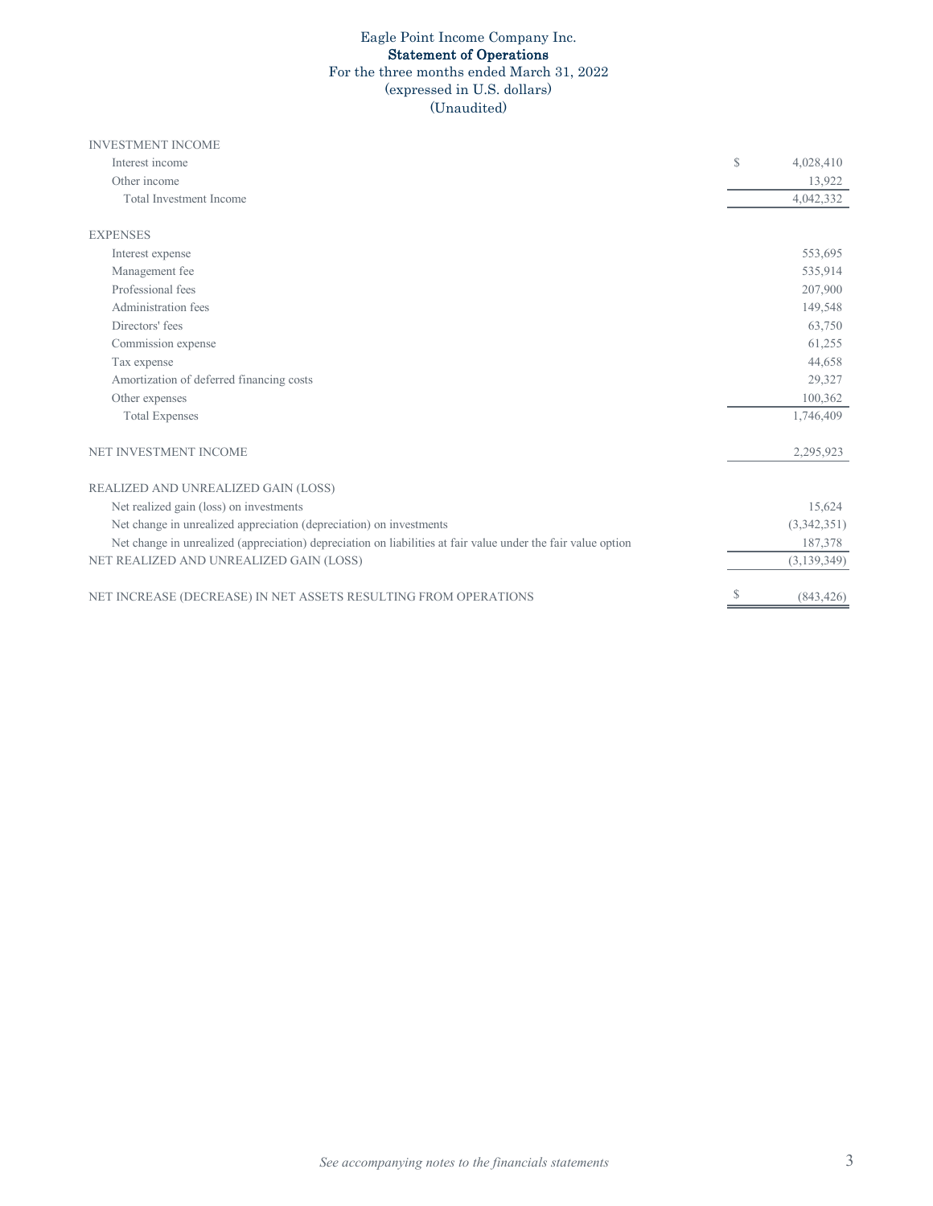# Eagle Point Income Company Inc.

## Statement of Operations

For the three months ended March 31, 2022

(expressed in U.S. dollars)

(Unaudited)

| | |
|---|---|
| INVESTMENT INCOME | |
| Interest income | $ 4,028,410 |
| Other income | 13,922 |
| Total Investment Income | 4,042,332 |
| | |
| EXPENSES | |
| Interest expense | 553,695 |
| Management fee | 535,914 |
| Professional fees | 207,900 |
| Administration fees | 149,548 |
| Directors' fees | 63,750 |
| Commission expense | 61,255 |
| Tax expense | 44,658 |
| Amortization of deferred financing costs | 29,327 |
| Other expenses | 100,362 |
| Total Expenses | 1,746,409 |
| | |
| NET INVESTMENT INCOME | 2,295,923 |
| | |
| REALIZED AND UNREALIZED GAIN (LOSS) | |
| Net realized gain (loss) on investments | 15,624 |
| Net change in unrealized appreciation (depreciation) on investments | (3,342,351) |
| Net change in unrealized (appreciation) depreciation on liabilities at fair value under the fair value option | 187,378 |
| NET REALIZED AND UNREALIZED GAIN (LOSS) | (3,139,349) |
| | |
| NET INCREASE (DECREASE) IN NET ASSETS RESULTING FROM OPERATIONS | $ (843,426) |

*See accompanying notes to the financials statements*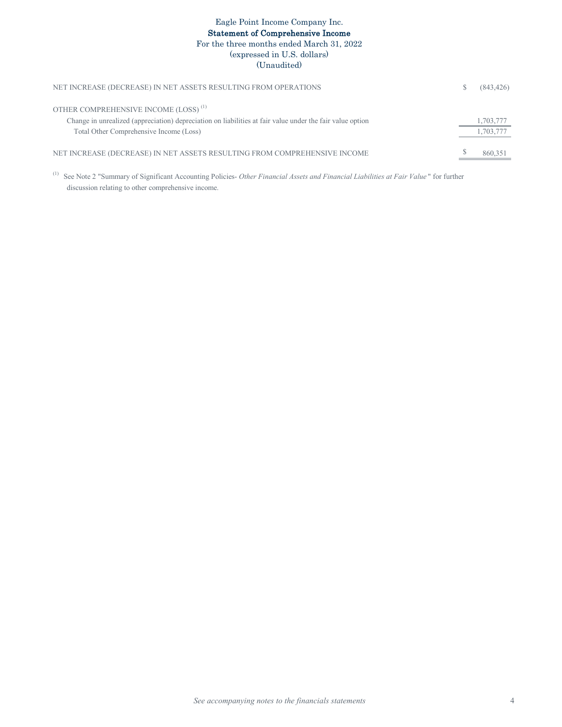# Eagle Point Income Company Inc.

## Statement of Comprehensive Income

For the three months ended March 31, 2022

(expressed in U.S. dollars)

(Unaudited)

| | | |
|---|---|---|
| NET INCREASE (DECREASE) IN NET ASSETS RESULTING FROM OPERATIONS | $ | (843,426) |
| OTHER COMPREHENSIVE INCOME (LOSS) [(1)] | | |
| Change in unrealized (appreciation) depreciation on liabilities at fair value under the fair value option | | 1,703,777 |
| Total Other Comprehensive Income (Loss) | | 1,703,777 |
| NET INCREASE (DECREASE) IN NET ASSETS RESULTING FROM COMPREHENSIVE INCOME | $ | 860,351 |

[(1)] See Note 2 "Summary of Significant Accounting Policies- *Other Financial Assets and Financial Liabilities at Fair Value*" for further discussion relating to other comprehensive income.

*See accompanying notes to the financials statements*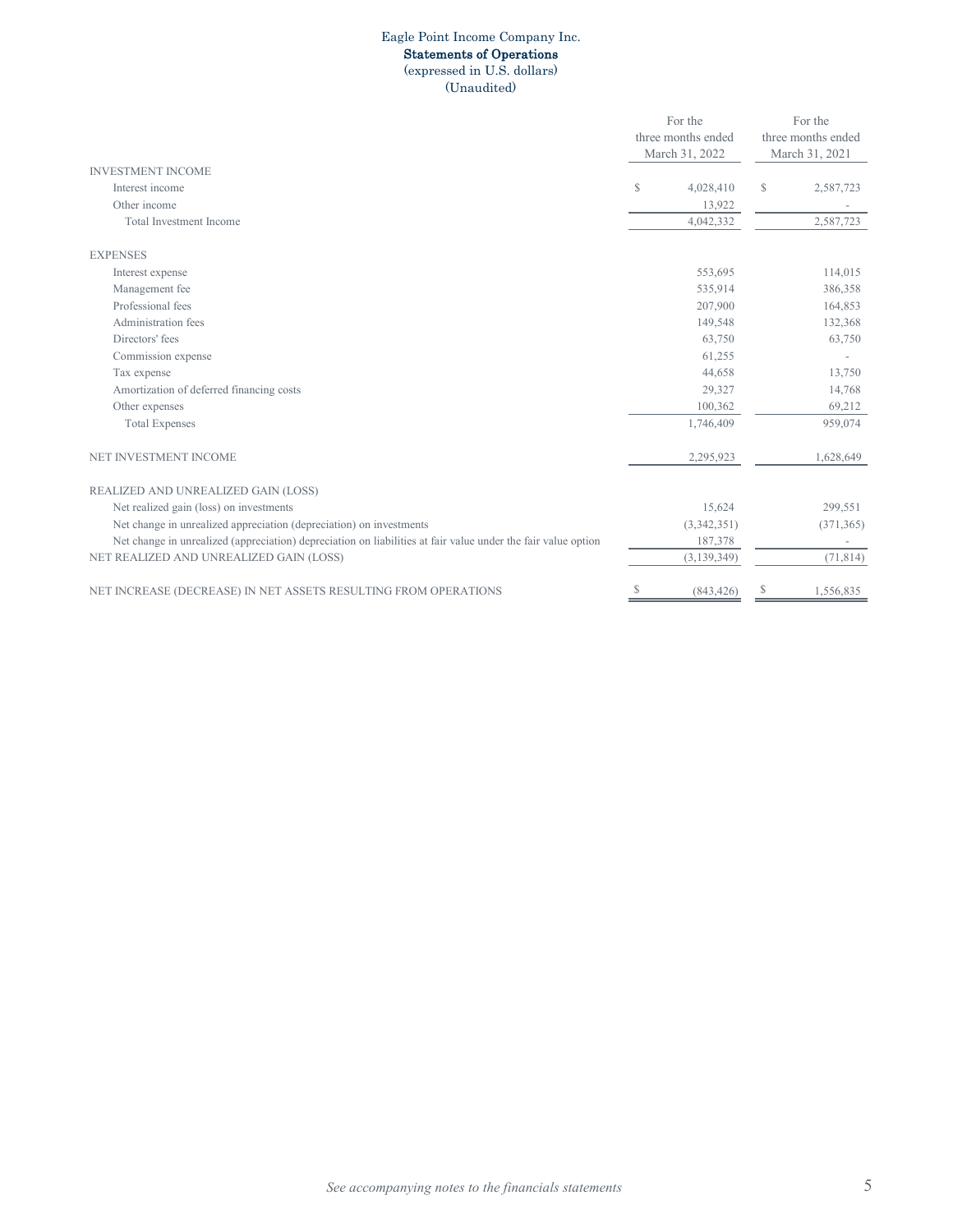# Eagle Point Income Company Inc.

## Statements of Operations

(expressed in U.S. dollars)

(Unaudited)

| | For the three months ended March 31, 2022 | For the three months ended March 31, 2021 |
|---|---|---|
| INVESTMENT INCOME | | |
| Interest income | $ 4,028,410 | $ 2,587,723 |
| Other income | 13,922 | - |
| Total Investment Income | 4,042,332 | 2,587,723 |
| | | |
| EXPENSES | | |
| Interest expense | 553,695 | 114,015 |
| Management fee | 535,914 | 386,358 |
| Professional fees | 207,900 | 164,853 |
| Administration fees | 149,548 | 132,368 |
| Directors' fees | 63,750 | 63,750 |
| Commission expense | 61,255 | - |
| Tax expense | 44,658 | 13,750 |
| Amortization of deferred financing costs | 29,327 | 14,768 |
| Other expenses | 100,362 | 69,212 |
| Total Expenses | 1,746,409 | 959,074 |
| | | |
| NET INVESTMENT INCOME | 2,295,923 | 1,628,649 |
| | | |
| REALIZED AND UNREALIZED GAIN (LOSS) | | |
| Net realized gain (loss) on investments | 15,624 | 299,551 |
| Net change in unrealized appreciation (depreciation) on investments | (3,342,351) | (371,365) |
| Net change in unrealized (appreciation) depreciation on liabilities at fair value under the fair value option | 187,378 | - |
| NET REALIZED AND UNREALIZED GAIN (LOSS) | (3,139,349) | (71,814) |
| | | |
| NET INCREASE (DECREASE) IN NET ASSETS RESULTING FROM OPERATIONS | $ (843,426) | $ 1,556,835 |

*See accompanying notes to the financials statements*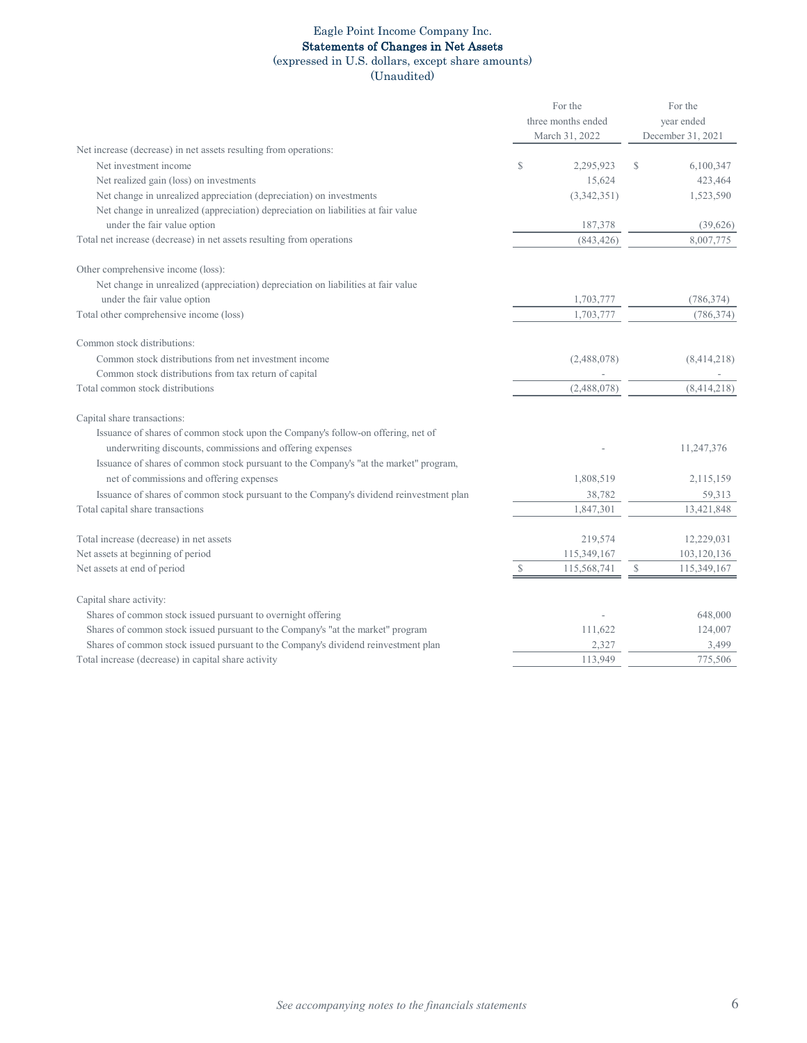Eagle Point Income Company Inc.

**Statements of Changes in Net Assets**

(expressed in U.S. dollars, except share amounts)

(Unaudited)

| | For the three months ended March 31, 2022 | For the year ended December 31, 2021 |
|---|---|---|
| Net increase (decrease) in net assets resulting from operations: | | |
| Net investment income | $ 2,295,923 | $ 6,100,347 |
| Net realized gain (loss) on investments | 15,624 | 423,464 |
| Net change in unrealized appreciation (depreciation) on investments | (3,342,351) | 1,523,590 |
| Net change in unrealized (appreciation) depreciation on liabilities at fair value under the fair value option | 187,378 | (39,626) |
| Total net increase (decrease) in net assets resulting from operations | (843,426) | 8,007,775 |
| | | |
| Other comprehensive income (loss): | | |
| Net change in unrealized (appreciation) depreciation on liabilities at fair value under the fair value option | 1,703,777 | (786,374) |
| Total other comprehensive income (loss) | 1,703,777 | (786,374) |
| | | |
| Common stock distributions: | | |
| Common stock distributions from net investment income | (2,488,078) | (8,414,218) |
| Common stock distributions from tax return of capital | - | - |
| Total common stock distributions | (2,488,078) | (8,414,218) |
| | | |
| Capital share transactions: | | |
| Issuance of shares of common stock upon the Company's follow-on offering, net of underwriting discounts, commissions and offering expenses | - | 11,247,376 |
| Issuance of shares of common stock pursuant to the Company's "at the market" program, net of commissions and offering expenses | 1,808,519 | 2,115,159 |
| Issuance of shares of common stock pursuant to the Company's dividend reinvestment plan | 38,782 | 59,313 |
| Total capital share transactions | 1,847,301 | 13,421,848 |
| | | |
| Total increase (decrease) in net assets | 219,574 | 12,229,031 |
| Net assets at beginning of period | 115,349,167 | 103,120,136 |
| Net assets at end of period | $ 115,568,741 | $ 115,349,167 |
| | | |
| Capital share activity: | | |
| Shares of common stock issued pursuant to overnight offering | - | 648,000 |
| Shares of common stock issued pursuant to the Company's "at the market" program | 111,622 | 124,007 |
| Shares of common stock issued pursuant to the Company's dividend reinvestment plan | 2,327 | 3,499 |
| Total increase (decrease) in capital share activity | 113,949 | 775,506 |

*See accompanying notes to the financials statements*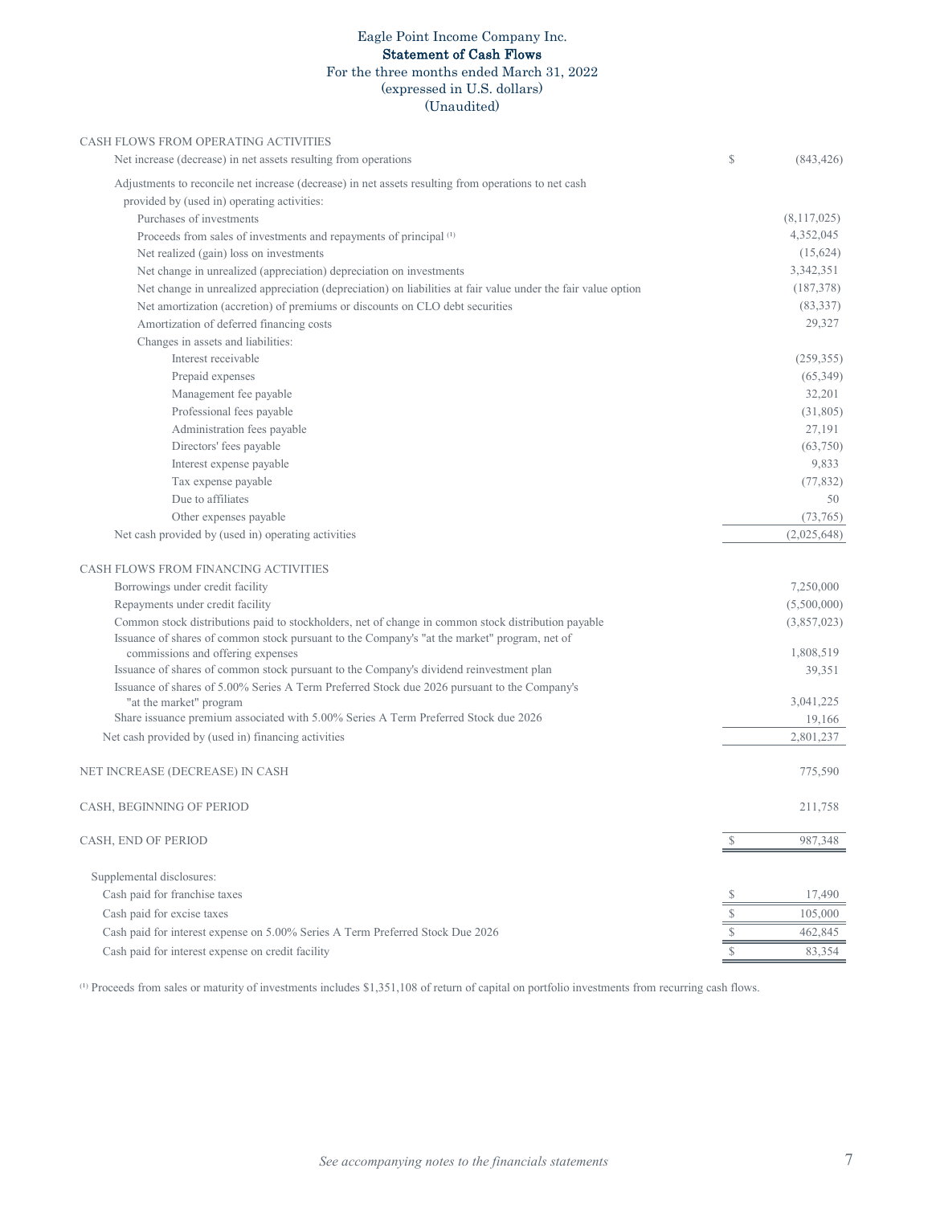# Eagle Point Income Company Inc.
## Statement of Cash Flows
### For the three months ended March 31, 2022
### (expressed in U.S. dollars)
### (Unaudited)

| | | |
|---|---|---|
| **CASH FLOWS FROM OPERATING ACTIVITIES** | | |
| Net increase (decrease) in net assets resulting from operations | $ | (843,426) |
| Adjustments to reconcile net increase (decrease) in net assets resulting from operations to net cash provided by (used in) operating activities: | | |
| Purchases of investments | | (8,117,025) |
| Proceeds from sales of investments and repayments of principal [(1)] | | 4,352,045 |
| Net realized (gain) loss on investments | | (15,624) |
| Net change in unrealized (appreciation) depreciation on investments | | 3,342,351 |
| Net change in unrealized appreciation (depreciation) on liabilities at fair value under the fair value option | | (187,378) |
| Net amortization (accretion) of premiums or discounts on CLO debt securities | | (83,337) |
| Amortization of deferred financing costs | | 29,327 |
| Changes in assets and liabilities: | | |
| Interest receivable | | (259,355) |
| Prepaid expenses | | (65,349) |
| Management fee payable | | 32,201 |
| Professional fees payable | | (31,805) |
| Administration fees payable | | 27,191 |
| Directors' fees payable | | (63,750) |
| Interest expense payable | | 9,833 |
| Tax expense payable | | (77,832) |
| Due to affiliates | | 50 |
| Other expenses payable | | (73,765) |
| Net cash provided by (used in) operating activities | | (2,025,648) |
| | | |
| **CASH FLOWS FROM FINANCING ACTIVITIES** | | |
| Borrowings under credit facility | | 7,250,000 |
| Repayments under credit facility | | (5,500,000) |
| Common stock distributions paid to stockholders, net of change in common stock distribution payable | | (3,857,023) |
| Issuance of shares of common stock pursuant to the Company's "at the market" program, net of commissions and offering expenses | | 1,808,519 |
| Issuance of shares of common stock pursuant to the Company's dividend reinvestment plan | | 39,351 |
| Issuance of shares of 5.00% Series A Term Preferred Stock due 2026 pursuant to the Company's "at the market" program | | 3,041,225 |
| Share issuance premium associated with 5.00% Series A Term Preferred Stock due 2026 | | 19,166 |
| Net cash provided by (used in) financing activities | | 2,801,237 |
| | | |
| NET INCREASE (DECREASE) IN CASH | | 775,590 |
| | | |
| CASH, BEGINNING OF PERIOD | | 211,758 |
| | | |
| CASH, END OF PERIOD | $ | 987,348 |
| | | |
| Supplemental disclosures: | | |
| Cash paid for franchise taxes | $ | 17,490 |
| Cash paid for excise taxes | $ | 105,000 |
| Cash paid for interest expense on 5.00% Series A Term Preferred Stock Due 2026 | $ | 462,845 |
| Cash paid for interest expense on credit facility | $ | 83,354 |

[(1)] Proceeds from sales or maturity of investments includes $1,351,108 of return of capital on portfolio investments from recurring cash flows.

*See accompanying notes to the financials statements*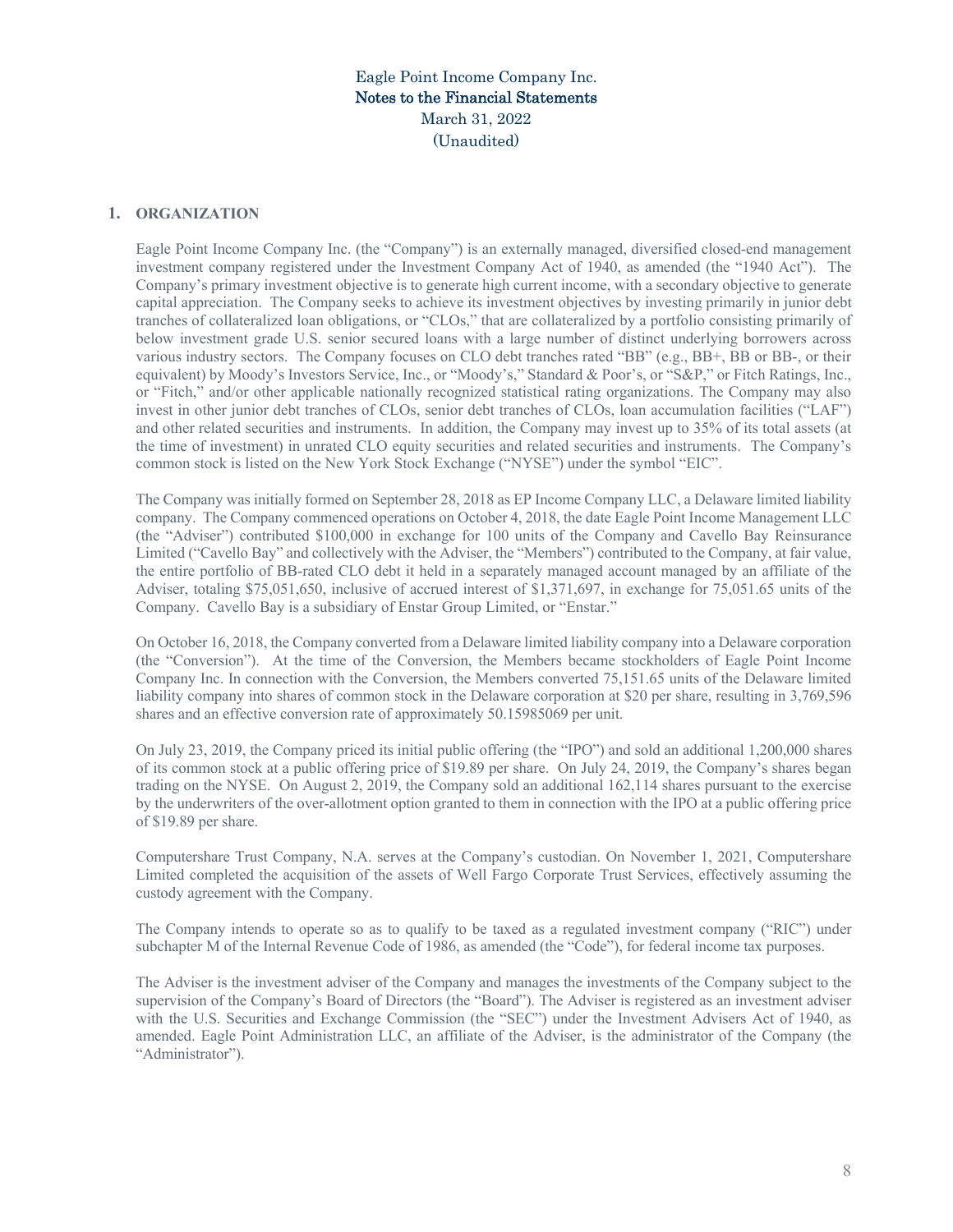Eagle Point Income Company Inc.
Notes to the Financial Statements
March 31, 2022
(Unaudited)

## 1. ORGANIZATION

Eagle Point Income Company Inc. (the "Company") is an externally managed, diversified closed-end management investment company registered under the Investment Company Act of 1940, as amended (the "1940 Act"). The Company's primary investment objective is to generate high current income, with a secondary objective to generate capital appreciation. The Company seeks to achieve its investment objectives by investing primarily in junior debt tranches of collateralized loan obligations, or "CLOs," that are collateralized by a portfolio consisting primarily of below investment grade U.S. senior secured loans with a large number of distinct underlying borrowers across various industry sectors. The Company focuses on CLO debt tranches rated "BB" (e.g., BB+, BB or BB-, or their equivalent) by Moody's Investors Service, Inc., or "Moody's," Standard & Poor's, or "S&P," or Fitch Ratings, Inc., or "Fitch," and/or other applicable nationally recognized statistical rating organizations. The Company may also invest in other junior debt tranches of CLOs, senior debt tranches of CLOs, loan accumulation facilities ("LAF") and other related securities and instruments. In addition, the Company may invest up to 35% of its total assets (at the time of investment) in unrated CLO equity securities and related securities and instruments. The Company's common stock is listed on the New York Stock Exchange ("NYSE") under the symbol "EIC".

The Company was initially formed on September 28, 2018 as EP Income Company LLC, a Delaware limited liability company. The Company commenced operations on October 4, 2018, the date Eagle Point Income Management LLC (the "Adviser") contributed $100,000 in exchange for 100 units of the Company and Cavello Bay Reinsurance Limited ("Cavello Bay" and collectively with the Adviser, the "Members") contributed to the Company, at fair value, the entire portfolio of BB-rated CLO debt it held in a separately managed account managed by an affiliate of the Adviser, totaling $75,051,650, inclusive of accrued interest of $1,371,697, in exchange for 75,051.65 units of the Company. Cavello Bay is a subsidiary of Enstar Group Limited, or "Enstar."

On October 16, 2018, the Company converted from a Delaware limited liability company into a Delaware corporation (the "Conversion"). At the time of the Conversion, the Members became stockholders of Eagle Point Income Company Inc. In connection with the Conversion, the Members converted 75,151.65 units of the Delaware limited liability company into shares of common stock in the Delaware corporation at $20 per share, resulting in 3,769,596 shares and an effective conversion rate of approximately 50.15985069 per unit.

On July 23, 2019, the Company priced its initial public offering (the "IPO") and sold an additional 1,200,000 shares of its common stock at a public offering price of $19.89 per share. On July 24, 2019, the Company's shares began trading on the NYSE. On August 2, 2019, the Company sold an additional 162,114 shares pursuant to the exercise by the underwriters of the over-allotment option granted to them in connection with the IPO at a public offering price of $19.89 per share.

Computershare Trust Company, N.A. serves at the Company's custodian. On November 1, 2021, Computershare Limited completed the acquisition of the assets of Well Fargo Corporate Trust Services, effectively assuming the custody agreement with the Company.

The Company intends to operate so as to qualify to be taxed as a regulated investment company ("RIC") under subchapter M of the Internal Revenue Code of 1986, as amended (the "Code"), for federal income tax purposes.

The Adviser is the investment adviser of the Company and manages the investments of the Company subject to the supervision of the Company's Board of Directors (the "Board"). The Adviser is registered as an investment adviser with the U.S. Securities and Exchange Commission (the "SEC") under the Investment Advisers Act of 1940, as amended. Eagle Point Administration LLC, an affiliate of the Adviser, is the administrator of the Company (the "Administrator").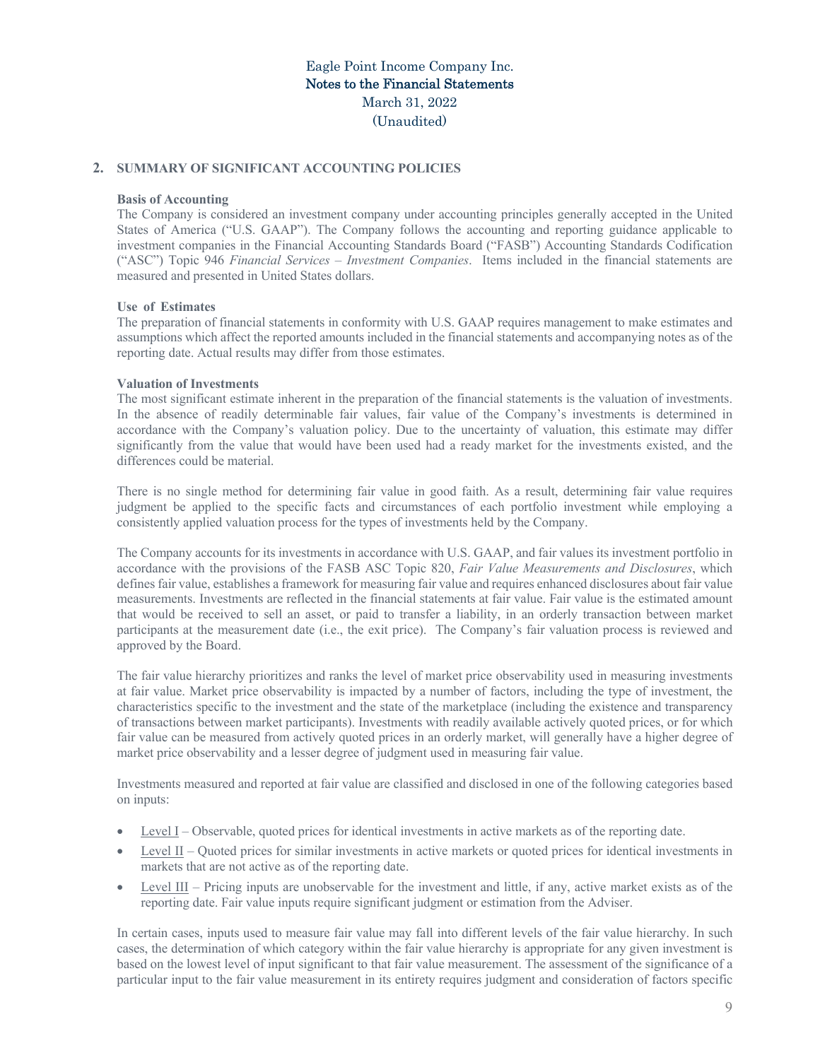## 2. SUMMARY OF SIGNIFICANT ACCOUNTING POLICIES

**Basis of Accounting**

The Company is considered an investment company under accounting principles generally accepted in the United States of America ("U.S. GAAP"). The Company follows the accounting and reporting guidance applicable to investment companies in the Financial Accounting Standards Board ("FASB") Accounting Standards Codification ("ASC") Topic 946 *Financial Services – Investment Companies*. Items included in the financial statements are measured and presented in United States dollars.

**Use of Estimates**

The preparation of financial statements in conformity with U.S. GAAP requires management to make estimates and assumptions which affect the reported amounts included in the financial statements and accompanying notes as of the reporting date. Actual results may differ from those estimates.

**Valuation of Investments**

The most significant estimate inherent in the preparation of the financial statements is the valuation of investments. In the absence of readily determinable fair values, fair value of the Company's investments is determined in accordance with the Company's valuation policy. Due to the uncertainty of valuation, this estimate may differ significantly from the value that would have been used had a ready market for the investments existed, and the differences could be material.

There is no single method for determining fair value in good faith. As a result, determining fair value requires judgment be applied to the specific facts and circumstances of each portfolio investment while employing a consistently applied valuation process for the types of investments held by the Company.

The Company accounts for its investments in accordance with U.S. GAAP, and fair values its investment portfolio in accordance with the provisions of the FASB ASC Topic 820, *Fair Value Measurements and Disclosures*, which defines fair value, establishes a framework for measuring fair value and requires enhanced disclosures about fair value measurements. Investments are reflected in the financial statements at fair value. Fair value is the estimated amount that would be received to sell an asset, or paid to transfer a liability, in an orderly transaction between market participants at the measurement date (i.e., the exit price). The Company's fair valuation process is reviewed and approved by the Board.

The fair value hierarchy prioritizes and ranks the level of market price observability used in measuring investments at fair value. Market price observability is impacted by a number of factors, including the type of investment, the characteristics specific to the investment and the state of the marketplace (including the existence and transparency of transactions between market participants). Investments with readily available actively quoted prices, or for which fair value can be measured from actively quoted prices in an orderly market, will generally have a higher degree of market price observability and a lesser degree of judgment used in measuring fair value.

Investments measured and reported at fair value are classified and disclosed in one of the following categories based on inputs:

- Level I – Observable, quoted prices for identical investments in active markets as of the reporting date.
- Level II – Quoted prices for similar investments in active markets or quoted prices for identical investments in markets that are not active as of the reporting date.
- Level III – Pricing inputs are unobservable for the investment and little, if any, active market exists as of the reporting date. Fair value inputs require significant judgment or estimation from the Adviser.

In certain cases, inputs used to measure fair value may fall into different levels of the fair value hierarchy. In such cases, the determination of which category within the fair value hierarchy is appropriate for any given investment is based on the lowest level of input significant to that fair value measurement. The assessment of the significance of a particular input to the fair value measurement in its entirety requires judgment and consideration of factors specific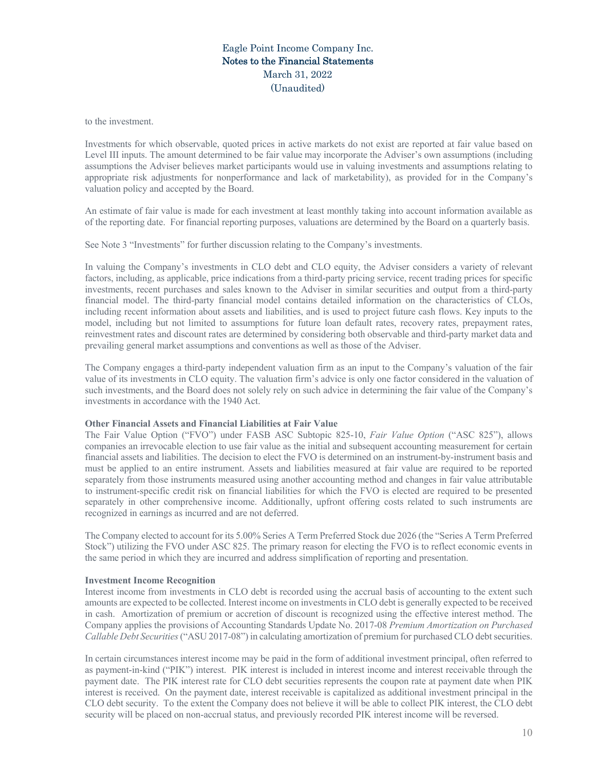to the investment.

Investments for which observable, quoted prices in active markets do not exist are reported at fair value based on Level III inputs. The amount determined to be fair value may incorporate the Adviser's own assumptions (including assumptions the Adviser believes market participants would use in valuing investments and assumptions relating to appropriate risk adjustments for nonperformance and lack of marketability), as provided for in the Company's valuation policy and accepted by the Board.

An estimate of fair value is made for each investment at least monthly taking into account information available as of the reporting date. For financial reporting purposes, valuations are determined by the Board on a quarterly basis.

See Note 3 "Investments" for further discussion relating to the Company's investments.

In valuing the Company's investments in CLO debt and CLO equity, the Adviser considers a variety of relevant factors, including, as applicable, price indications from a third-party pricing service, recent trading prices for specific investments, recent purchases and sales known to the Adviser in similar securities and output from a third-party financial model. The third-party financial model contains detailed information on the characteristics of CLOs, including recent information about assets and liabilities, and is used to project future cash flows. Key inputs to the model, including but not limited to assumptions for future loan default rates, recovery rates, prepayment rates, reinvestment rates and discount rates are determined by considering both observable and third-party market data and prevailing general market assumptions and conventions as well as those of the Adviser.

The Company engages a third-party independent valuation firm as an input to the Company's valuation of the fair value of its investments in CLO equity. The valuation firm's advice is only one factor considered in the valuation of such investments, and the Board does not solely rely on such advice in determining the fair value of the Company's investments in accordance with the 1940 Act.

**Other Financial Assets and Financial Liabilities at Fair Value**

The Fair Value Option ("FVO") under FASB ASC Subtopic 825-10, *Fair Value Option* ("ASC 825"), allows companies an irrevocable election to use fair value as the initial and subsequent accounting measurement for certain financial assets and liabilities. The decision to elect the FVO is determined on an instrument-by-instrument basis and must be applied to an entire instrument. Assets and liabilities measured at fair value are required to be reported separately from those instruments measured using another accounting method and changes in fair value attributable to instrument-specific credit risk on financial liabilities for which the FVO is elected are required to be presented separately in other comprehensive income. Additionally, upfront offering costs related to such instruments are recognized in earnings as incurred and are not deferred.

The Company elected to account for its 5.00% Series A Term Preferred Stock due 2026 (the "Series A Term Preferred Stock") utilizing the FVO under ASC 825. The primary reason for electing the FVO is to reflect economic events in the same period in which they are incurred and address simplification of reporting and presentation.

**Investment Income Recognition**

Interest income from investments in CLO debt is recorded using the accrual basis of accounting to the extent such amounts are expected to be collected. Interest income on investments in CLO debt is generally expected to be received in cash. Amortization of premium or accretion of discount is recognized using the effective interest method. The Company applies the provisions of Accounting Standards Update No. 2017-08 *Premium Amortization on Purchased Callable Debt Securities* ("ASU 2017-08") in calculating amortization of premium for purchased CLO debt securities.

In certain circumstances interest income may be paid in the form of additional investment principal, often referred to as payment-in-kind ("PIK") interest. PIK interest is included in interest income and interest receivable through the payment date. The PIK interest rate for CLO debt securities represents the coupon rate at payment date when PIK interest is received. On the payment date, interest receivable is capitalized as additional investment principal in the CLO debt security. To the extent the Company does not believe it will be able to collect PIK interest, the CLO debt security will be placed on non-accrual status, and previously recorded PIK interest income will be reversed.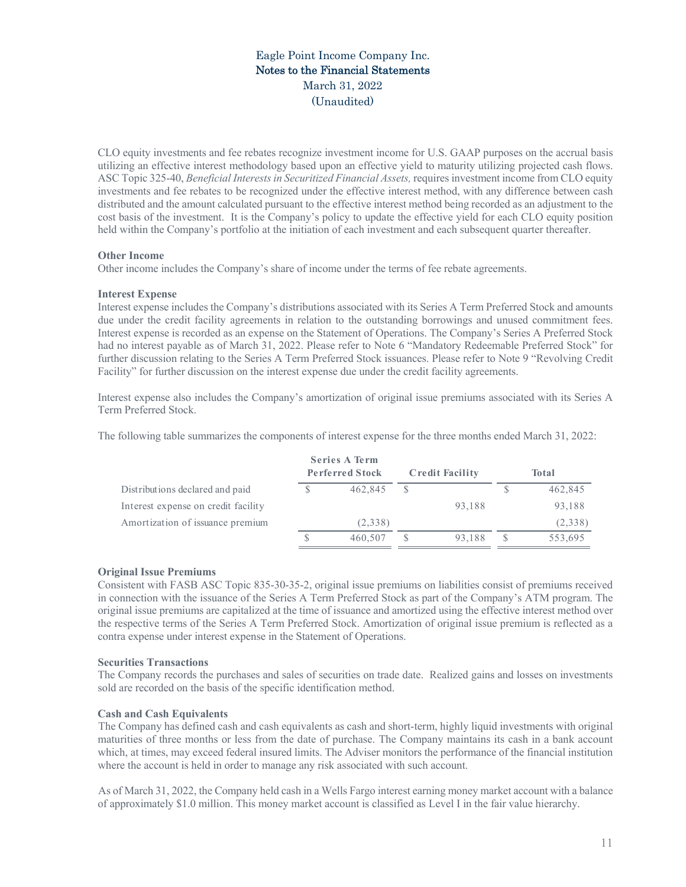Eagle Point Income Company Inc.
Notes to the Financial Statements
March 31, 2022
(Unaudited)

CLO equity investments and fee rebates recognize investment income for U.S. GAAP purposes on the accrual basis utilizing an effective interest methodology based upon an effective yield to maturity utilizing projected cash flows. ASC Topic 325-40, *Beneficial Interests in Securitized Financial Assets,* requires investment income from CLO equity investments and fee rebates to be recognized under the effective interest method, with any difference between cash distributed and the amount calculated pursuant to the effective interest method being recorded as an adjustment to the cost basis of the investment. It is the Company's policy to update the effective yield for each CLO equity position held within the Company's portfolio at the initiation of each investment and each subsequent quarter thereafter.

**Other Income**

Other income includes the Company's share of income under the terms of fee rebate agreements.

**Interest Expense**

Interest expense includes the Company's distributions associated with its Series A Term Preferred Stock and amounts due under the credit facility agreements in relation to the outstanding borrowings and unused commitment fees. Interest expense is recorded as an expense on the Statement of Operations. The Company's Series A Preferred Stock had no interest payable as of March 31, 2022. Please refer to Note 6 "Mandatory Redeemable Preferred Stock" for further discussion relating to the Series A Term Preferred Stock issuances. Please refer to Note 9 "Revolving Credit Facility" for further discussion on the interest expense due under the credit facility agreements.

Interest expense also includes the Company's amortization of original issue premiums associated with its Series A Term Preferred Stock.

The following table summarizes the components of interest expense for the three months ended March 31, 2022:

| | Series A Term Perferred Stock | Credit Facility | Total |
|---|---|---|---|
| Distributions declared and paid | $ 462,845 | $ | $ 462,845 |
| Interest expense on credit facility | | 93,188 | 93,188 |
| Amortization of issuance premium | (2,338) | | (2,338) |
| | $ 460,507 | $ 93,188 | $ 553,695 |

**Original Issue Premiums**

Consistent with FASB ASC Topic 835-30-35-2, original issue premiums on liabilities consist of premiums received in connection with the issuance of the Series A Term Preferred Stock as part of the Company's ATM program. The original issue premiums are capitalized at the time of issuance and amortized using the effective interest method over the respective terms of the Series A Term Preferred Stock. Amortization of original issue premium is reflected as a contra expense under interest expense in the Statement of Operations.

**Securities Transactions**

The Company records the purchases and sales of securities on trade date. Realized gains and losses on investments sold are recorded on the basis of the specific identification method.

**Cash and Cash Equivalents**

The Company has defined cash and cash equivalents as cash and short-term, highly liquid investments with original maturities of three months or less from the date of purchase. The Company maintains its cash in a bank account which, at times, may exceed federal insured limits. The Adviser monitors the performance of the financial institution where the account is held in order to manage any risk associated with such account.

As of March 31, 2022, the Company held cash in a Wells Fargo interest earning money market account with a balance of approximately $1.0 million. This money market account is classified as Level I in the fair value hierarchy.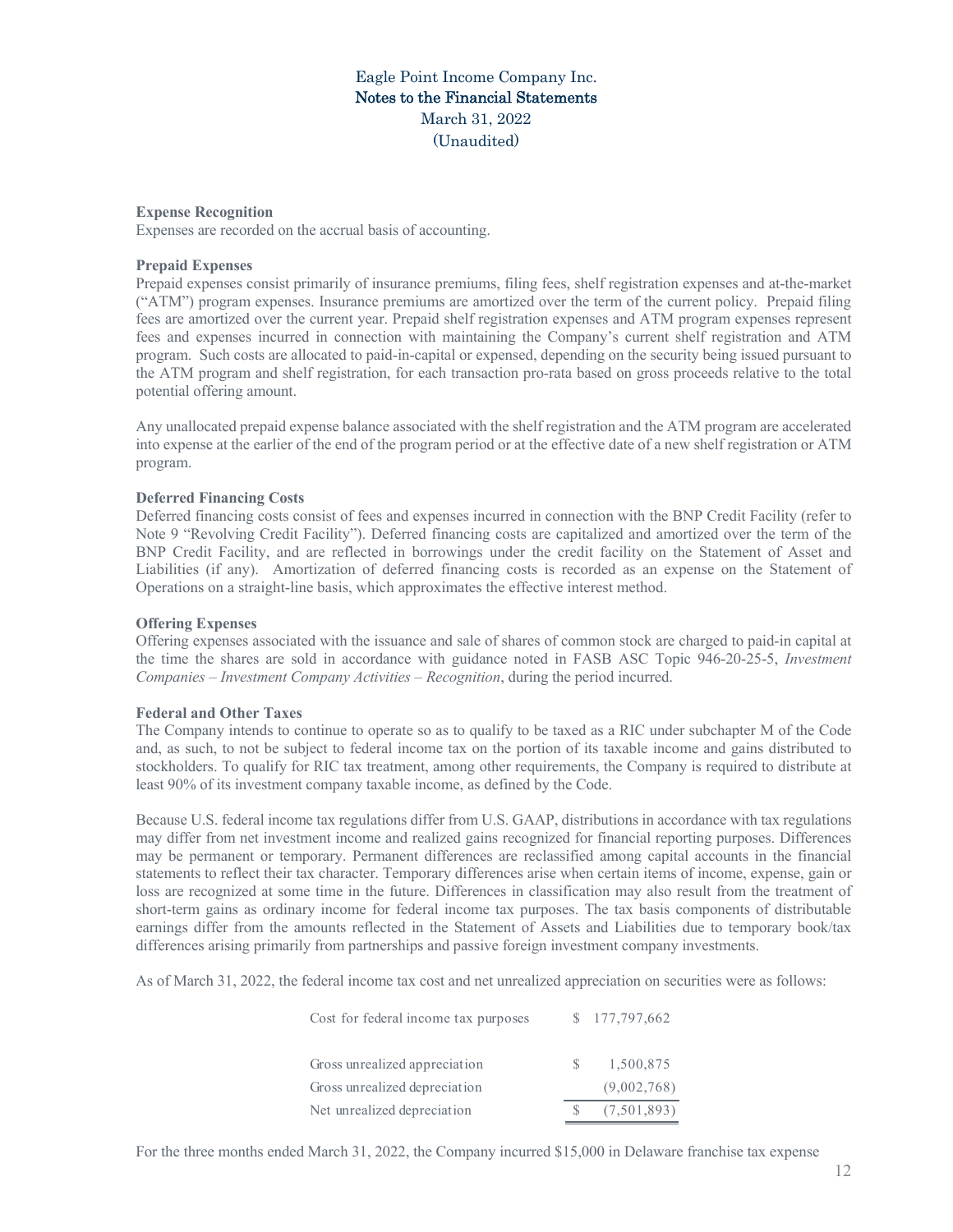**Expense Recognition**

Expenses are recorded on the accrual basis of accounting.

**Prepaid Expenses**

Prepaid expenses consist primarily of insurance premiums, filing fees, shelf registration expenses and at-the-market ("ATM") program expenses. Insurance premiums are amortized over the term of the current policy. Prepaid filing fees are amortized over the current year. Prepaid shelf registration expenses and ATM program expenses represent fees and expenses incurred in connection with maintaining the Company's current shelf registration and ATM program. Such costs are allocated to paid-in-capital or expensed, depending on the security being issued pursuant to the ATM program and shelf registration, for each transaction pro-rata based on gross proceeds relative to the total potential offering amount.

Any unallocated prepaid expense balance associated with the shelf registration and the ATM program are accelerated into expense at the earlier of the end of the program period or at the effective date of a new shelf registration or ATM program.

**Deferred Financing Costs**

Deferred financing costs consist of fees and expenses incurred in connection with the BNP Credit Facility (refer to Note 9 "Revolving Credit Facility"). Deferred financing costs are capitalized and amortized over the term of the BNP Credit Facility, and are reflected in borrowings under the credit facility on the Statement of Asset and Liabilities (if any). Amortization of deferred financing costs is recorded as an expense on the Statement of Operations on a straight-line basis, which approximates the effective interest method.

**Offering Expenses**

Offering expenses associated with the issuance and sale of shares of common stock are charged to paid-in capital at the time the shares are sold in accordance with guidance noted in FASB ASC Topic 946-20-25-5, *Investment Companies – Investment Company Activities – Recognition*, during the period incurred.

**Federal and Other Taxes**

The Company intends to continue to operate so as to qualify to be taxed as a RIC under subchapter M of the Code and, as such, to not be subject to federal income tax on the portion of its taxable income and gains distributed to stockholders. To qualify for RIC tax treatment, among other requirements, the Company is required to distribute at least 90% of its investment company taxable income, as defined by the Code.

Because U.S. federal income tax regulations differ from U.S. GAAP, distributions in accordance with tax regulations may differ from net investment income and realized gains recognized for financial reporting purposes. Differences may be permanent or temporary. Permanent differences are reclassified among capital accounts in the financial statements to reflect their tax character. Temporary differences arise when certain items of income, expense, gain or loss are recognized at some time in the future. Differences in classification may also result from the treatment of short-term gains as ordinary income for federal income tax purposes. The tax basis components of distributable earnings differ from the amounts reflected in the Statement of Assets and Liabilities due to temporary book/tax differences arising primarily from partnerships and passive foreign investment company investments.

As of March 31, 2022, the federal income tax cost and net unrealized appreciation on securities were as follows:

| | |
|---|---|
| Cost for federal income tax purposes | $ 177,797,662 |
| Gross unrealized appreciation | $ 1,500,875 |
| Gross unrealized depreciation | (9,002,768) |
| Net unrealized depreciation | $ (7,501,893) |

For the three months ended March 31, 2022, the Company incurred $15,000 in Delaware franchise tax expense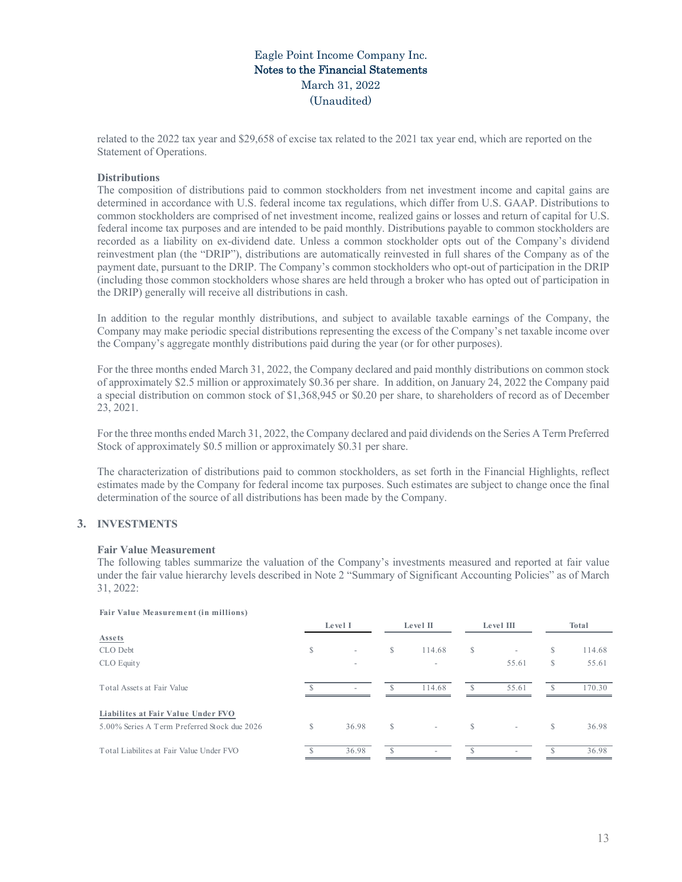related to the 2022 tax year and $29,658 of excise tax related to the 2021 tax year end, which are reported on the Statement of Operations.

**Distributions**

The composition of distributions paid to common stockholders from net investment income and capital gains are determined in accordance with U.S. federal income tax regulations, which differ from U.S. GAAP. Distributions to common stockholders are comprised of net investment income, realized gains or losses and return of capital for U.S. federal income tax purposes and are intended to be paid monthly. Distributions payable to common stockholders are recorded as a liability on ex-dividend date. Unless a common stockholder opts out of the Company's dividend reinvestment plan (the "DRIP"), distributions are automatically reinvested in full shares of the Company as of the payment date, pursuant to the DRIP. The Company's common stockholders who opt-out of participation in the DRIP (including those common stockholders whose shares are held through a broker who has opted out of participation in the DRIP) generally will receive all distributions in cash.

In addition to the regular monthly distributions, and subject to available taxable earnings of the Company, the Company may make periodic special distributions representing the excess of the Company's net taxable income over the Company's aggregate monthly distributions paid during the year (or for other purposes).

For the three months ended March 31, 2022, the Company declared and paid monthly distributions on common stock of approximately $2.5 million or approximately $0.36 per share. In addition, on January 24, 2022 the Company paid a special distribution on common stock of $1,368,945 or $0.20 per share, to shareholders of record as of December 23, 2021.

For the three months ended March 31, 2022, the Company declared and paid dividends on the Series A Term Preferred Stock of approximately $0.5 million or approximately $0.31 per share.

The characterization of distributions paid to common stockholders, as set forth in the Financial Highlights, reflect estimates made by the Company for federal income tax purposes. Such estimates are subject to change once the final determination of the source of all distributions has been made by the Company.

## 3. INVESTMENTS

**Fair Value Measurement**

The following tables summarize the valuation of the Company's investments measured and reported at fair value under the fair value hierarchy levels described in Note 2 "Summary of Significant Accounting Policies" as of March 31, 2022:

**Fair Value Measurement (in millions)**

| | Level I | Level II | Level III | Total |
|---|---|---|---|---|
| **Assets** | | | | |
| CLO Debt | $ - | $ 114.68 | $ - | $ 114.68 |
| CLO Equity | - | - | 55.61 | $ 55.61 |
| Total Assets at Fair Value | $ - | $ 114.68 | $ 55.61 | $ 170.30 |
| **Liabilites at Fair Value Under FVO** | | | | |
| 5.00% Series A Term Preferred Stock due 2026 | $ 36.98 | $ - | $ - | $ 36.98 |
| Total Liabilites at Fair Value Under FVO | $ 36.98 | $ - | $ - | $ 36.98 |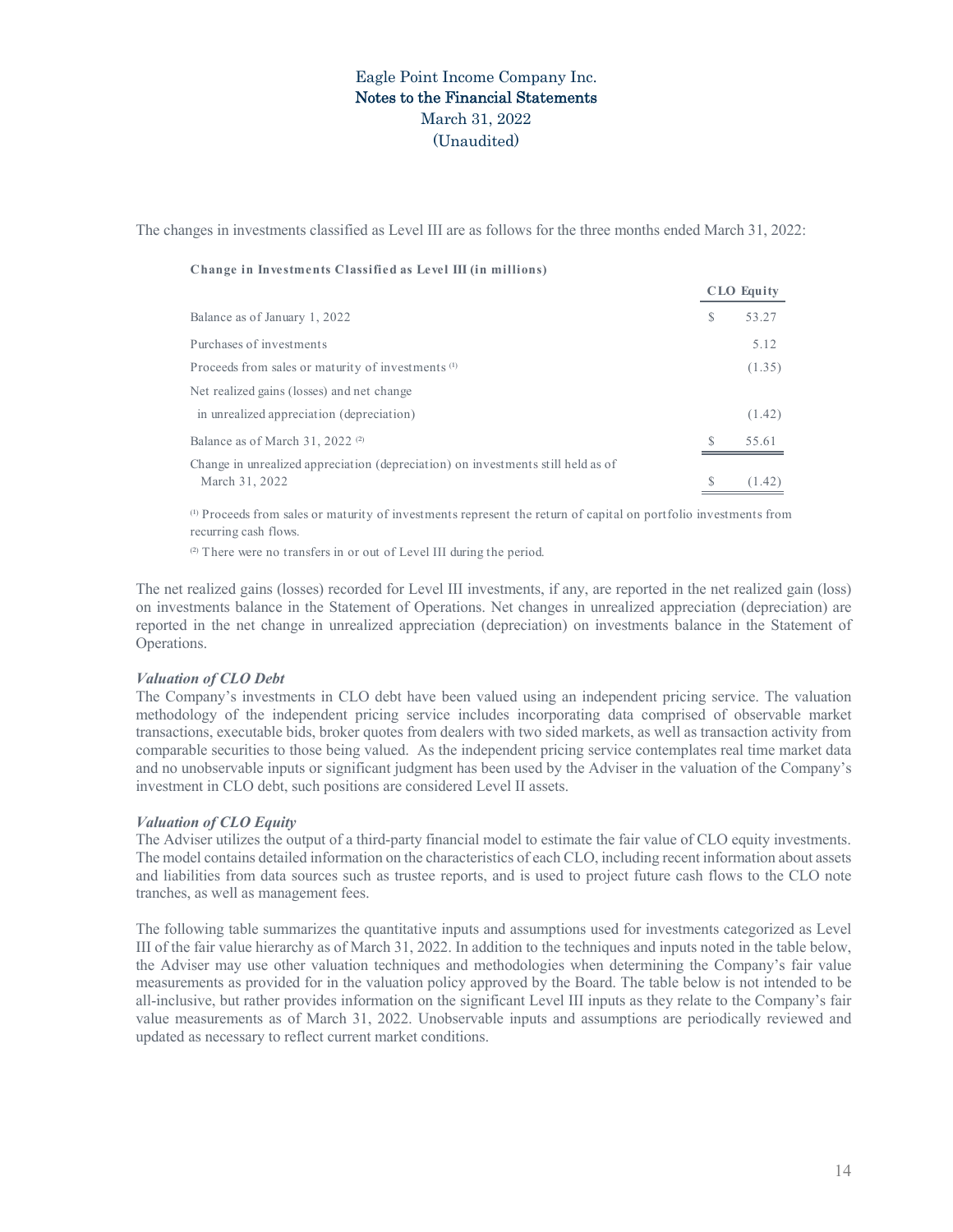The changes in investments classified as Level III are as follows for the three months ended March 31, 2022:

**Change in Investments Classified as Level III (in millions)**

| | CLO Equity |
|---|---|
| Balance as of January 1, 2022 | $ 53.27 |
| Purchases of investments | 5.12 |
| Proceeds from sales or maturity of investments [(1)] | (1.35) |
| Net realized gains (losses) and net change in unrealized appreciation (depreciation) | (1.42) |
| Balance as of March 31, 2022 [(2)] | $ 55.61 |
| Change in unrealized appreciation (depreciation) on investments still held as of March 31, 2022 | $ (1.42) |

[(1)] Proceeds from sales or maturity of investments represent the return of capital on portfolio investments from recurring cash flows.

[(2)] There were no transfers in or out of Level III during the period.

The net realized gains (losses) recorded for Level III investments, if any, are reported in the net realized gain (loss) on investments balance in the Statement of Operations. Net changes in unrealized appreciation (depreciation) are reported in the net change in unrealized appreciation (depreciation) on investments balance in the Statement of Operations.

***Valuation of CLO Debt***

The Company's investments in CLO debt have been valued using an independent pricing service. The valuation methodology of the independent pricing service includes incorporating data comprised of observable market transactions, executable bids, broker quotes from dealers with two sided markets, as well as transaction activity from comparable securities to those being valued. As the independent pricing service contemplates real time market data and no unobservable inputs or significant judgment has been used by the Adviser in the valuation of the Company's investment in CLO debt, such positions are considered Level II assets.

***Valuation of CLO Equity***

The Adviser utilizes the output of a third-party financial model to estimate the fair value of CLO equity investments. The model contains detailed information on the characteristics of each CLO, including recent information about assets and liabilities from data sources such as trustee reports, and is used to project future cash flows to the CLO note tranches, as well as management fees.

The following table summarizes the quantitative inputs and assumptions used for investments categorized as Level III of the fair value hierarchy as of March 31, 2022. In addition to the techniques and inputs noted in the table below, the Adviser may use other valuation techniques and methodologies when determining the Company's fair value measurements as provided for in the valuation policy approved by the Board. The table below is not intended to be all-inclusive, but rather provides information on the significant Level III inputs as they relate to the Company's fair value measurements as of March 31, 2022. Unobservable inputs and assumptions are periodically reviewed and updated as necessary to reflect current market conditions.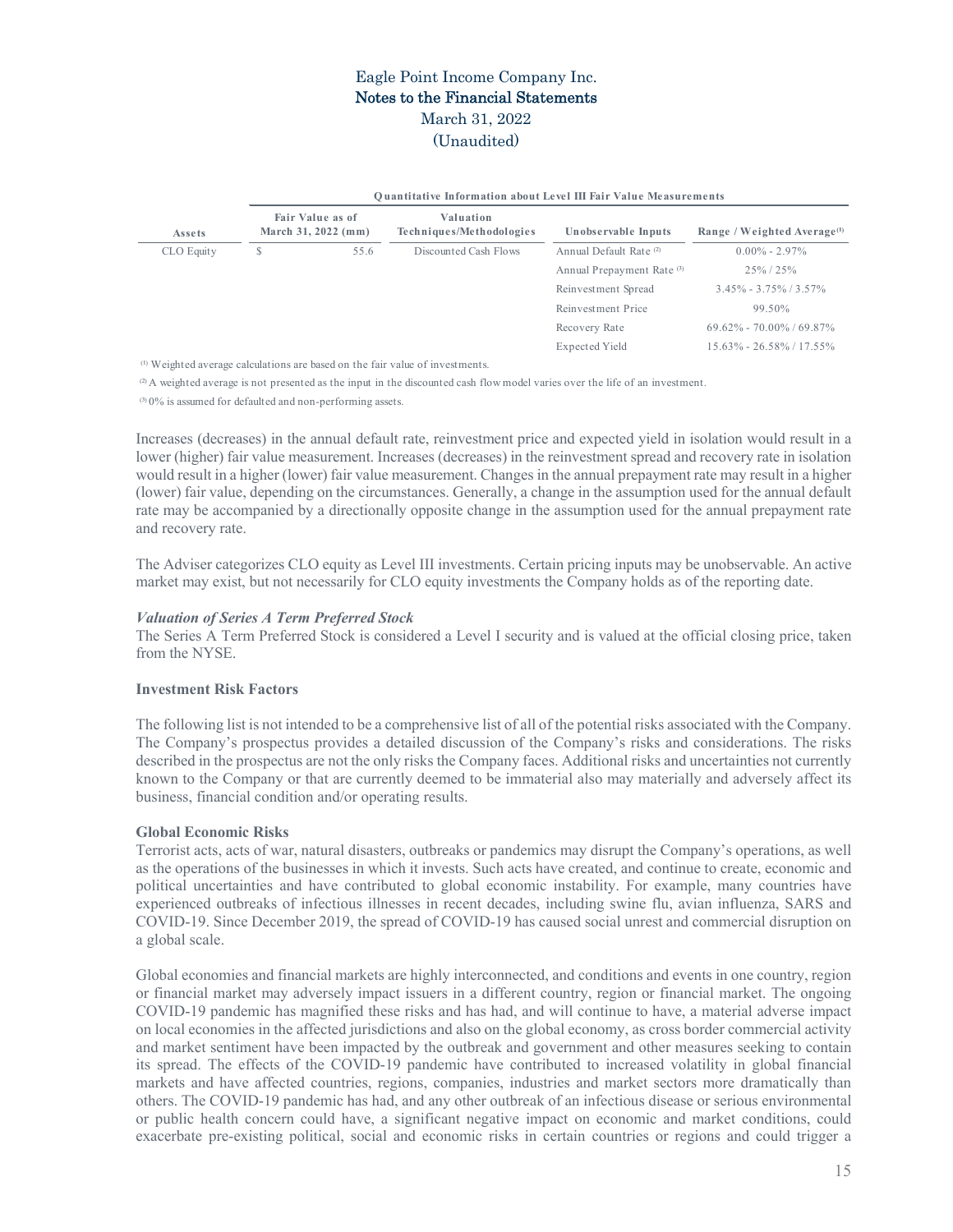**Quantitative Information about Level III Fair Value Measurements**

| Assets | Fair Value as of March 31, 2022 (mm) | Valuation Techniques/Methodologies | Unobservable Inputs | Range / Weighted Average[1] |
|---|---|---|---|---|
| CLO Equity | $ 55.6 | Discounted Cash Flows | Annual Default Rate [2] | 0.00% - 2.97% |
| | | | Annual Prepayment Rate [3] | 25% / 25% |
| | | | Reinvestment Spread | 3.45% - 3.75% / 3.57% |
| | | | Reinvestment Price | 99.50% |
| | | | Recovery Rate | 69.62% - 70.00% / 69.87% |
| | | | Expected Yield | 15.63% - 26.58% / 17.55% |

[1] Weighted average calculations are based on the fair value of investments.

[2] A weighted average is not presented as the input in the discounted cash flow model varies over the life of an investment.

[3] 0% is assumed for defaulted and non-performing assets.

Increases (decreases) in the annual default rate, reinvestment price and expected yield in isolation would result in a lower (higher) fair value measurement. Increases (decreases) in the reinvestment spread and recovery rate in isolation would result in a higher (lower) fair value measurement. Changes in the annual prepayment rate may result in a higher (lower) fair value, depending on the circumstances. Generally, a change in the assumption used for the annual default rate may be accompanied by a directionally opposite change in the assumption used for the annual prepayment rate and recovery rate.

The Adviser categorizes CLO equity as Level III investments. Certain pricing inputs may be unobservable. An active market may exist, but not necessarily for CLO equity investments the Company holds as of the reporting date.

***Valuation of Series A Term Preferred Stock***

The Series A Term Preferred Stock is considered a Level I security and is valued at the official closing price, taken from the NYSE.

**Investment Risk Factors**

The following list is not intended to be a comprehensive list of all of the potential risks associated with the Company. The Company's prospectus provides a detailed discussion of the Company's risks and considerations. The risks described in the prospectus are not the only risks the Company faces. Additional risks and uncertainties not currently known to the Company or that are currently deemed to be immaterial also may materially and adversely affect its business, financial condition and/or operating results.

**Global Economic Risks**

Terrorist acts, acts of war, natural disasters, outbreaks or pandemics may disrupt the Company's operations, as well as the operations of the businesses in which it invests. Such acts have created, and continue to create, economic and political uncertainties and have contributed to global economic instability. For example, many countries have experienced outbreaks of infectious illnesses in recent decades, including swine flu, avian influenza, SARS and COVID-19. Since December 2019, the spread of COVID-19 has caused social unrest and commercial disruption on a global scale.

Global economies and financial markets are highly interconnected, and conditions and events in one country, region or financial market may adversely impact issuers in a different country, region or financial market. The ongoing COVID-19 pandemic has magnified these risks and has had, and will continue to have, a material adverse impact on local economies in the affected jurisdictions and also on the global economy, as cross border commercial activity and market sentiment have been impacted by the outbreak and government and other measures seeking to contain its spread. The effects of the COVID-19 pandemic have contributed to increased volatility in global financial markets and have affected countries, regions, companies, industries and market sectors more dramatically than others. The COVID-19 pandemic has had, and any other outbreak of an infectious disease or serious environmental or public health concern could have, a significant negative impact on economic and market conditions, could exacerbate pre-existing political, social and economic risks in certain countries or regions and could trigger a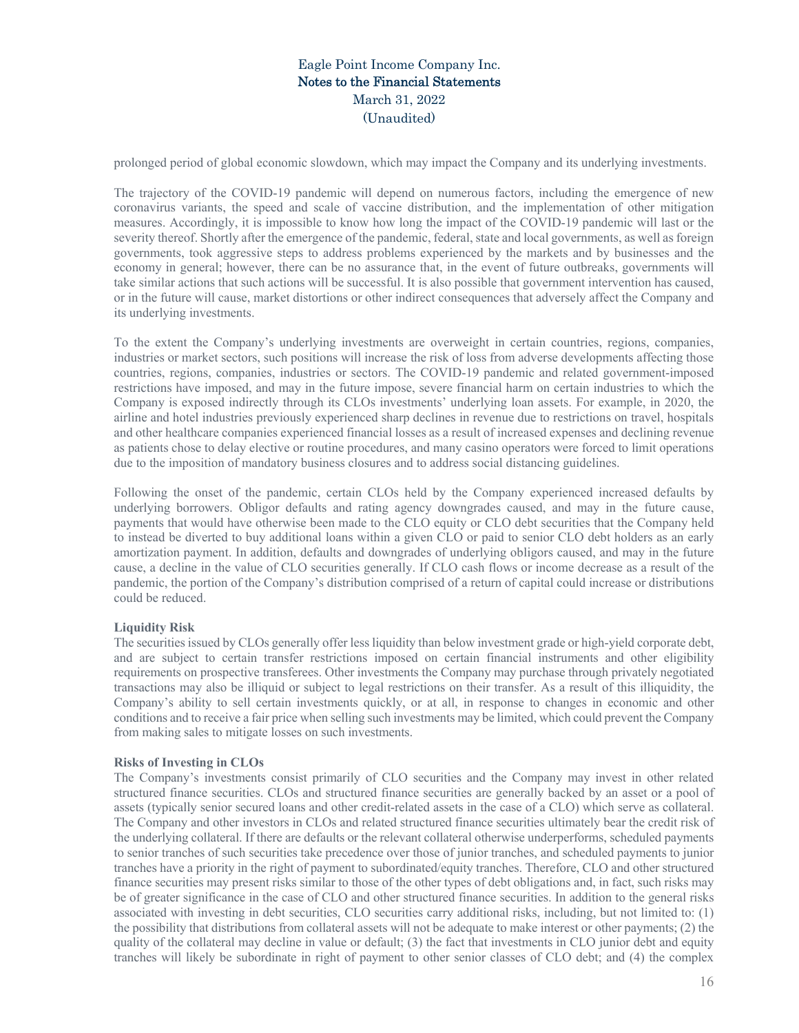prolonged period of global economic slowdown, which may impact the Company and its underlying investments.

The trajectory of the COVID-19 pandemic will depend on numerous factors, including the emergence of new coronavirus variants, the speed and scale of vaccine distribution, and the implementation of other mitigation measures. Accordingly, it is impossible to know how long the impact of the COVID-19 pandemic will last or the severity thereof. Shortly after the emergence of the pandemic, federal, state and local governments, as well as foreign governments, took aggressive steps to address problems experienced by the markets and by businesses and the economy in general; however, there can be no assurance that, in the event of future outbreaks, governments will take similar actions that such actions will be successful. It is also possible that government intervention has caused, or in the future will cause, market distortions or other indirect consequences that adversely affect the Company and its underlying investments.

To the extent the Company's underlying investments are overweight in certain countries, regions, companies, industries or market sectors, such positions will increase the risk of loss from adverse developments affecting those countries, regions, companies, industries or sectors. The COVID-19 pandemic and related government-imposed restrictions have imposed, and may in the future impose, severe financial harm on certain industries to which the Company is exposed indirectly through its CLOs investments' underlying loan assets. For example, in 2020, the airline and hotel industries previously experienced sharp declines in revenue due to restrictions on travel, hospitals and other healthcare companies experienced financial losses as a result of increased expenses and declining revenue as patients chose to delay elective or routine procedures, and many casino operators were forced to limit operations due to the imposition of mandatory business closures and to address social distancing guidelines.

Following the onset of the pandemic, certain CLOs held by the Company experienced increased defaults by underlying borrowers. Obligor defaults and rating agency downgrades caused, and may in the future cause, payments that would have otherwise been made to the CLO equity or CLO debt securities that the Company held to instead be diverted to buy additional loans within a given CLO or paid to senior CLO debt holders as an early amortization payment. In addition, defaults and downgrades of underlying obligors caused, and may in the future cause, a decline in the value of CLO securities generally. If CLO cash flows or income decrease as a result of the pandemic, the portion of the Company's distribution comprised of a return of capital could increase or distributions could be reduced.

**Liquidity Risk**

The securities issued by CLOs generally offer less liquidity than below investment grade or high-yield corporate debt, and are subject to certain transfer restrictions imposed on certain financial instruments and other eligibility requirements on prospective transferees. Other investments the Company may purchase through privately negotiated transactions may also be illiquid or subject to legal restrictions on their transfer. As a result of this illiquidity, the Company's ability to sell certain investments quickly, or at all, in response to changes in economic and other conditions and to receive a fair price when selling such investments may be limited, which could prevent the Company from making sales to mitigate losses on such investments.

**Risks of Investing in CLOs**

The Company's investments consist primarily of CLO securities and the Company may invest in other related structured finance securities. CLOs and structured finance securities are generally backed by an asset or a pool of assets (typically senior secured loans and other credit-related assets in the case of a CLO) which serve as collateral. The Company and other investors in CLOs and related structured finance securities ultimately bear the credit risk of the underlying collateral. If there are defaults or the relevant collateral otherwise underperforms, scheduled payments to senior tranches of such securities take precedence over those of junior tranches, and scheduled payments to junior tranches have a priority in the right of payment to subordinated/equity tranches. Therefore, CLO and other structured finance securities may present risks similar to those of the other types of debt obligations and, in fact, such risks may be of greater significance in the case of CLO and other structured finance securities. In addition to the general risks associated with investing in debt securities, CLO securities carry additional risks, including, but not limited to: (1) the possibility that distributions from collateral assets will not be adequate to make interest or other payments; (2) the quality of the collateral may decline in value or default; (3) the fact that investments in CLO junior debt and equity tranches will likely be subordinate in right of payment to other senior classes of CLO debt; and (4) the complex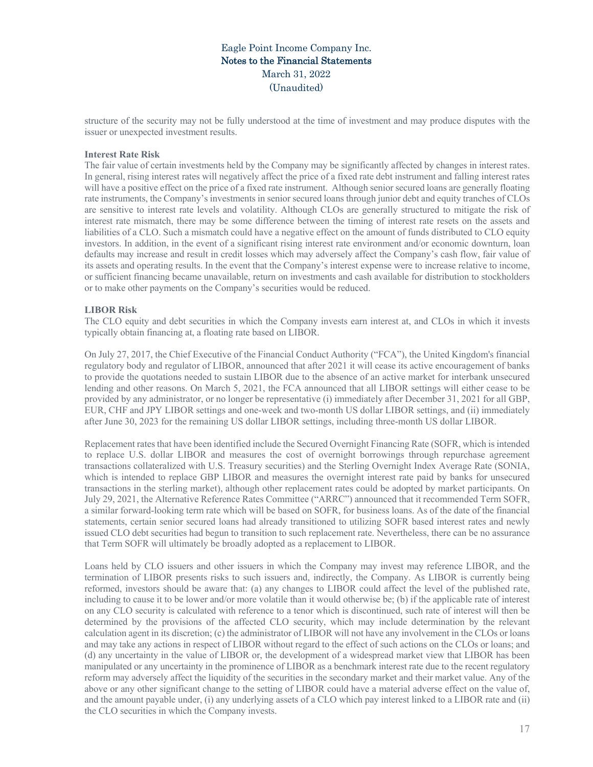structure of the security may not be fully understood at the time of investment and may produce disputes with the issuer or unexpected investment results.

**Interest Rate Risk**

The fair value of certain investments held by the Company may be significantly affected by changes in interest rates. In general, rising interest rates will negatively affect the price of a fixed rate debt instrument and falling interest rates will have a positive effect on the price of a fixed rate instrument. Although senior secured loans are generally floating rate instruments, the Company's investments in senior secured loans through junior debt and equity tranches of CLOs are sensitive to interest rate levels and volatility. Although CLOs are generally structured to mitigate the risk of interest rate mismatch, there may be some difference between the timing of interest rate resets on the assets and liabilities of a CLO. Such a mismatch could have a negative effect on the amount of funds distributed to CLO equity investors. In addition, in the event of a significant rising interest rate environment and/or economic downturn, loan defaults may increase and result in credit losses which may adversely affect the Company's cash flow, fair value of its assets and operating results. In the event that the Company's interest expense were to increase relative to income, or sufficient financing became unavailable, return on investments and cash available for distribution to stockholders or to make other payments on the Company's securities would be reduced.

**LIBOR Risk**

The CLO equity and debt securities in which the Company invests earn interest at, and CLOs in which it invests typically obtain financing at, a floating rate based on LIBOR.

On July 27, 2017, the Chief Executive of the Financial Conduct Authority ("FCA"), the United Kingdom's financial regulatory body and regulator of LIBOR, announced that after 2021 it will cease its active encouragement of banks to provide the quotations needed to sustain LIBOR due to the absence of an active market for interbank unsecured lending and other reasons. On March 5, 2021, the FCA announced that all LIBOR settings will either cease to be provided by any administrator, or no longer be representative (i) immediately after December 31, 2021 for all GBP, EUR, CHF and JPY LIBOR settings and one-week and two-month US dollar LIBOR settings, and (ii) immediately after June 30, 2023 for the remaining US dollar LIBOR settings, including three-month US dollar LIBOR.

Replacement rates that have been identified include the Secured Overnight Financing Rate (SOFR, which is intended to replace U.S. dollar LIBOR and measures the cost of overnight borrowings through repurchase agreement transactions collateralized with U.S. Treasury securities) and the Sterling Overnight Index Average Rate (SONIA, which is intended to replace GBP LIBOR and measures the overnight interest rate paid by banks for unsecured transactions in the sterling market), although other replacement rates could be adopted by market participants. On July 29, 2021, the Alternative Reference Rates Committee ("ARRC") announced that it recommended Term SOFR, a similar forward-looking term rate which will be based on SOFR, for business loans. As of the date of the financial statements, certain senior secured loans had already transitioned to utilizing SOFR based interest rates and newly issued CLO debt securities had begun to transition to such replacement rate. Nevertheless, there can be no assurance that Term SOFR will ultimately be broadly adopted as a replacement to LIBOR.

Loans held by CLO issuers and other issuers in which the Company may invest may reference LIBOR, and the termination of LIBOR presents risks to such issuers and, indirectly, the Company. As LIBOR is currently being reformed, investors should be aware that: (a) any changes to LIBOR could affect the level of the published rate, including to cause it to be lower and/or more volatile than it would otherwise be; (b) if the applicable rate of interest on any CLO security is calculated with reference to a tenor which is discontinued, such rate of interest will then be determined by the provisions of the affected CLO security, which may include determination by the relevant calculation agent in its discretion; (c) the administrator of LIBOR will not have any involvement in the CLOs or loans and may take any actions in respect of LIBOR without regard to the effect of such actions on the CLOs or loans; and (d) any uncertainty in the value of LIBOR or, the development of a widespread market view that LIBOR has been manipulated or any uncertainty in the prominence of LIBOR as a benchmark interest rate due to the recent regulatory reform may adversely affect the liquidity of the securities in the secondary market and their market value. Any of the above or any other significant change to the setting of LIBOR could have a material adverse effect on the value of, and the amount payable under, (i) any underlying assets of a CLO which pay interest linked to a LIBOR rate and (ii) the CLO securities in which the Company invests.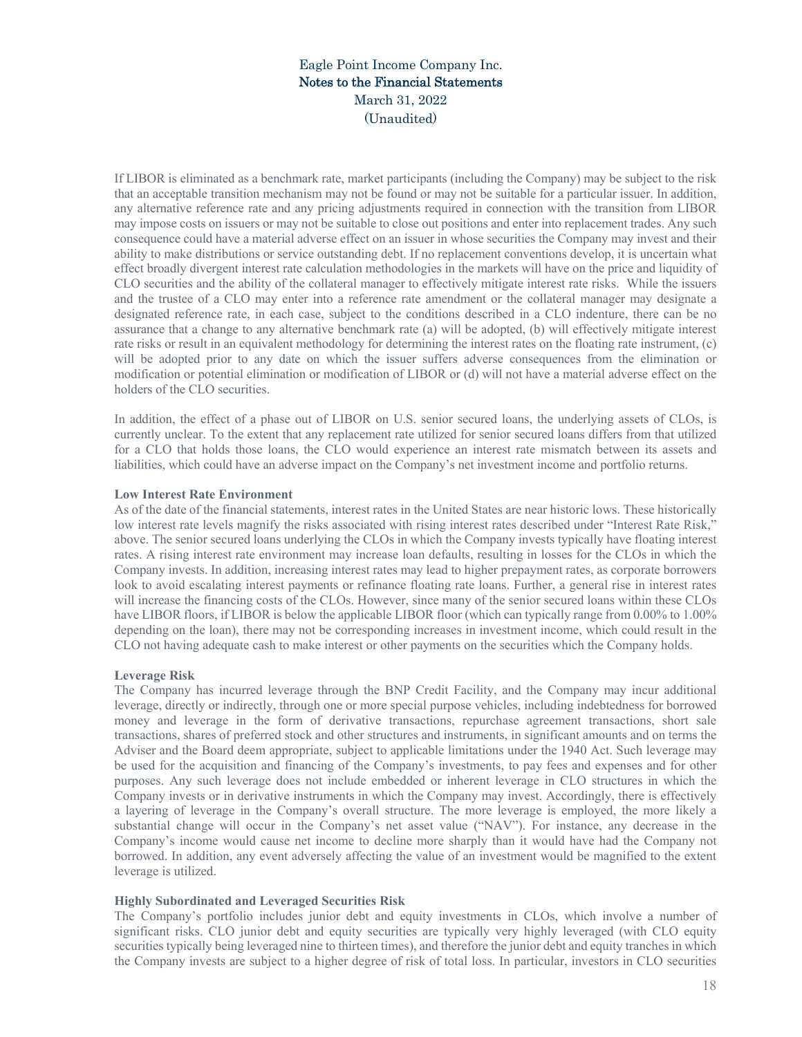If LIBOR is eliminated as a benchmark rate, market participants (including the Company) may be subject to the risk that an acceptable transition mechanism may not be found or may not be suitable for a particular issuer. In addition, any alternative reference rate and any pricing adjustments required in connection with the transition from LIBOR may impose costs on issuers or may not be suitable to close out positions and enter into replacement trades. Any such consequence could have a material adverse effect on an issuer in whose securities the Company may invest and their ability to make distributions or service outstanding debt. If no replacement conventions develop, it is uncertain what effect broadly divergent interest rate calculation methodologies in the markets will have on the price and liquidity of CLO securities and the ability of the collateral manager to effectively mitigate interest rate risks. While the issuers and the trustee of a CLO may enter into a reference rate amendment or the collateral manager may designate a designated reference rate, in each case, subject to the conditions described in a CLO indenture, there can be no assurance that a change to any alternative benchmark rate (a) will be adopted, (b) will effectively mitigate interest rate risks or result in an equivalent methodology for determining the interest rates on the floating rate instrument, (c) will be adopted prior to any date on which the issuer suffers adverse consequences from the elimination or modification or potential elimination or modification of LIBOR or (d) will not have a material adverse effect on the holders of the CLO securities.

In addition, the effect of a phase out of LIBOR on U.S. senior secured loans, the underlying assets of CLOs, is currently unclear. To the extent that any replacement rate utilized for senior secured loans differs from that utilized for a CLO that holds those loans, the CLO would experience an interest rate mismatch between its assets and liabilities, which could have an adverse impact on the Company's net investment income and portfolio returns.

**Low Interest Rate Environment**

As of the date of the financial statements, interest rates in the United States are near historic lows. These historically low interest rate levels magnify the risks associated with rising interest rates described under "Interest Rate Risk," above. The senior secured loans underlying the CLOs in which the Company invests typically have floating interest rates. A rising interest rate environment may increase loan defaults, resulting in losses for the CLOs in which the Company invests. In addition, increasing interest rates may lead to higher prepayment rates, as corporate borrowers look to avoid escalating interest payments or refinance floating rate loans. Further, a general rise in interest rates will increase the financing costs of the CLOs. However, since many of the senior secured loans within these CLOs have LIBOR floors, if LIBOR is below the applicable LIBOR floor (which can typically range from 0.00% to 1.00% depending on the loan), there may not be corresponding increases in investment income, which could result in the CLO not having adequate cash to make interest or other payments on the securities which the Company holds.

**Leverage Risk**

The Company has incurred leverage through the BNP Credit Facility, and the Company may incur additional leverage, directly or indirectly, through one or more special purpose vehicles, including indebtedness for borrowed money and leverage in the form of derivative transactions, repurchase agreement transactions, short sale transactions, shares of preferred stock and other structures and instruments, in significant amounts and on terms the Adviser and the Board deem appropriate, subject to applicable limitations under the 1940 Act. Such leverage may be used for the acquisition and financing of the Company's investments, to pay fees and expenses and for other purposes. Any such leverage does not include embedded or inherent leverage in CLO structures in which the Company invests or in derivative instruments in which the Company may invest. Accordingly, there is effectively a layering of leverage in the Company's overall structure. The more leverage is employed, the more likely a substantial change will occur in the Company's net asset value ("NAV"). For instance, any decrease in the Company's income would cause net income to decline more sharply than it would have had the Company not borrowed. In addition, any event adversely affecting the value of an investment would be magnified to the extent leverage is utilized.

**Highly Subordinated and Leveraged Securities Risk**

The Company's portfolio includes junior debt and equity investments in CLOs, which involve a number of significant risks. CLO junior debt and equity securities are typically very highly leveraged (with CLO equity securities typically being leveraged nine to thirteen times), and therefore the junior debt and equity tranches in which the Company invests are subject to a higher degree of risk of total loss. In particular, investors in CLO securities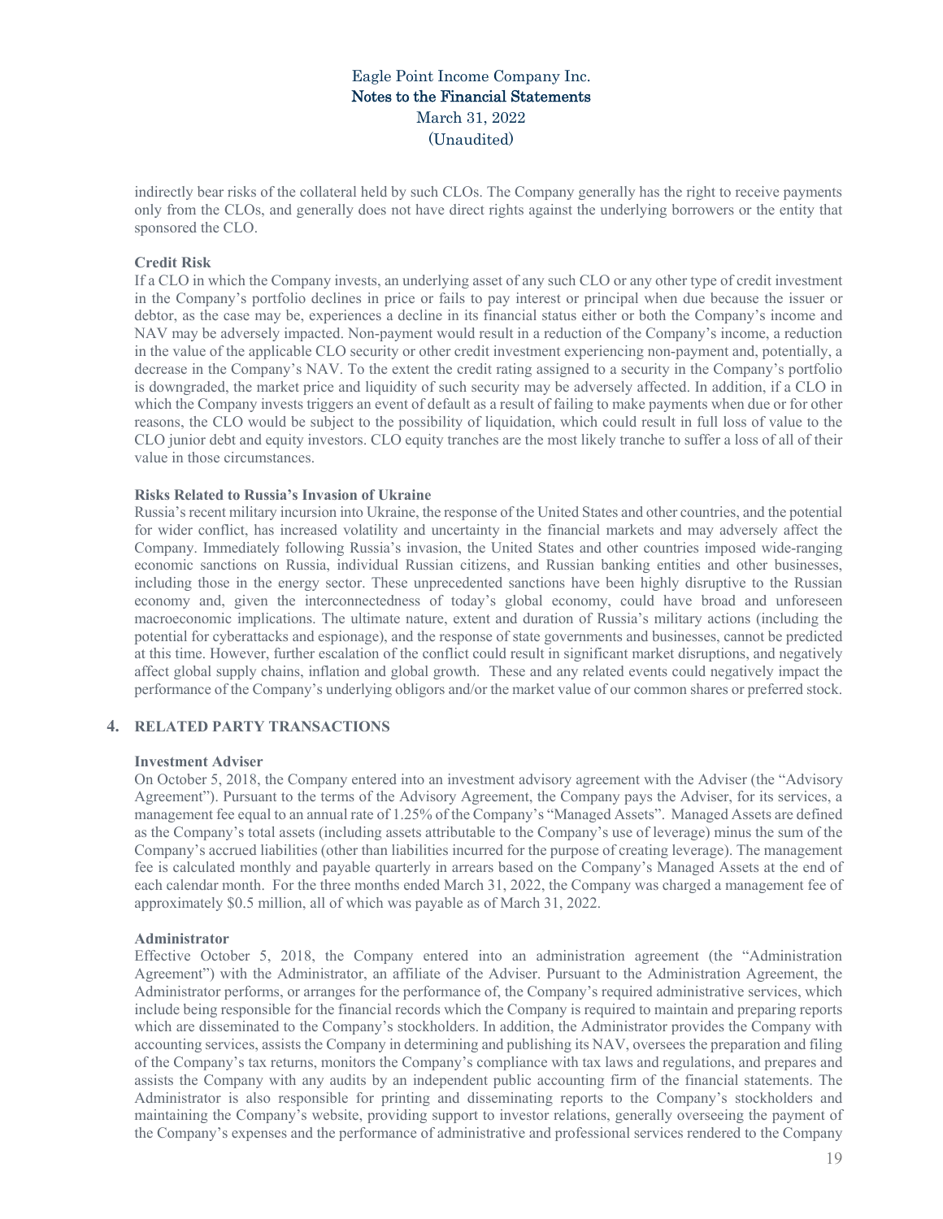indirectly bear risks of the collateral held by such CLOs. The Company generally has the right to receive payments only from the CLOs, and generally does not have direct rights against the underlying borrowers or the entity that sponsored the CLO.

**Credit Risk**

If a CLO in which the Company invests, an underlying asset of any such CLO or any other type of credit investment in the Company's portfolio declines in price or fails to pay interest or principal when due because the issuer or debtor, as the case may be, experiences a decline in its financial status either or both the Company's income and NAV may be adversely impacted. Non-payment would result in a reduction of the Company's income, a reduction in the value of the applicable CLO security or other credit investment experiencing non-payment and, potentially, a decrease in the Company's NAV. To the extent the credit rating assigned to a security in the Company's portfolio is downgraded, the market price and liquidity of such security may be adversely affected. In addition, if a CLO in which the Company invests triggers an event of default as a result of failing to make payments when due or for other reasons, the CLO would be subject to the possibility of liquidation, which could result in full loss of value to the CLO junior debt and equity investors. CLO equity tranches are the most likely tranche to suffer a loss of all of their value in those circumstances.

**Risks Related to Russia's Invasion of Ukraine**

Russia's recent military incursion into Ukraine, the response of the United States and other countries, and the potential for wider conflict, has increased volatility and uncertainty in the financial markets and may adversely affect the Company. Immediately following Russia's invasion, the United States and other countries imposed wide-ranging economic sanctions on Russia, individual Russian citizens, and Russian banking entities and other businesses, including those in the energy sector. These unprecedented sanctions have been highly disruptive to the Russian economy and, given the interconnectedness of today's global economy, could have broad and unforeseen macroeconomic implications. The ultimate nature, extent and duration of Russia's military actions (including the potential for cyberattacks and espionage), and the response of state governments and businesses, cannot be predicted at this time. However, further escalation of the conflict could result in significant market disruptions, and negatively affect global supply chains, inflation and global growth. These and any related events could negatively impact the performance of the Company's underlying obligors and/or the market value of our common shares or preferred stock.

## 4. RELATED PARTY TRANSACTIONS

**Investment Adviser**

On October 5, 2018, the Company entered into an investment advisory agreement with the Adviser (the "Advisory Agreement"). Pursuant to the terms of the Advisory Agreement, the Company pays the Adviser, for its services, a management fee equal to an annual rate of 1.25% of the Company's "Managed Assets". Managed Assets are defined as the Company's total assets (including assets attributable to the Company's use of leverage) minus the sum of the Company's accrued liabilities (other than liabilities incurred for the purpose of creating leverage). The management fee is calculated monthly and payable quarterly in arrears based on the Company's Managed Assets at the end of each calendar month. For the three months ended March 31, 2022, the Company was charged a management fee of approximately $0.5 million, all of which was payable as of March 31, 2022.

**Administrator**

Effective October 5, 2018, the Company entered into an administration agreement (the "Administration Agreement") with the Administrator, an affiliate of the Adviser. Pursuant to the Administration Agreement, the Administrator performs, or arranges for the performance of, the Company's required administrative services, which include being responsible for the financial records which the Company is required to maintain and preparing reports which are disseminated to the Company's stockholders. In addition, the Administrator provides the Company with accounting services, assists the Company in determining and publishing its NAV, oversees the preparation and filing of the Company's tax returns, monitors the Company's compliance with tax laws and regulations, and prepares and assists the Company with any audits by an independent public accounting firm of the financial statements. The Administrator is also responsible for printing and disseminating reports to the Company's stockholders and maintaining the Company's website, providing support to investor relations, generally overseeing the payment of the Company's expenses and the performance of administrative and professional services rendered to the Company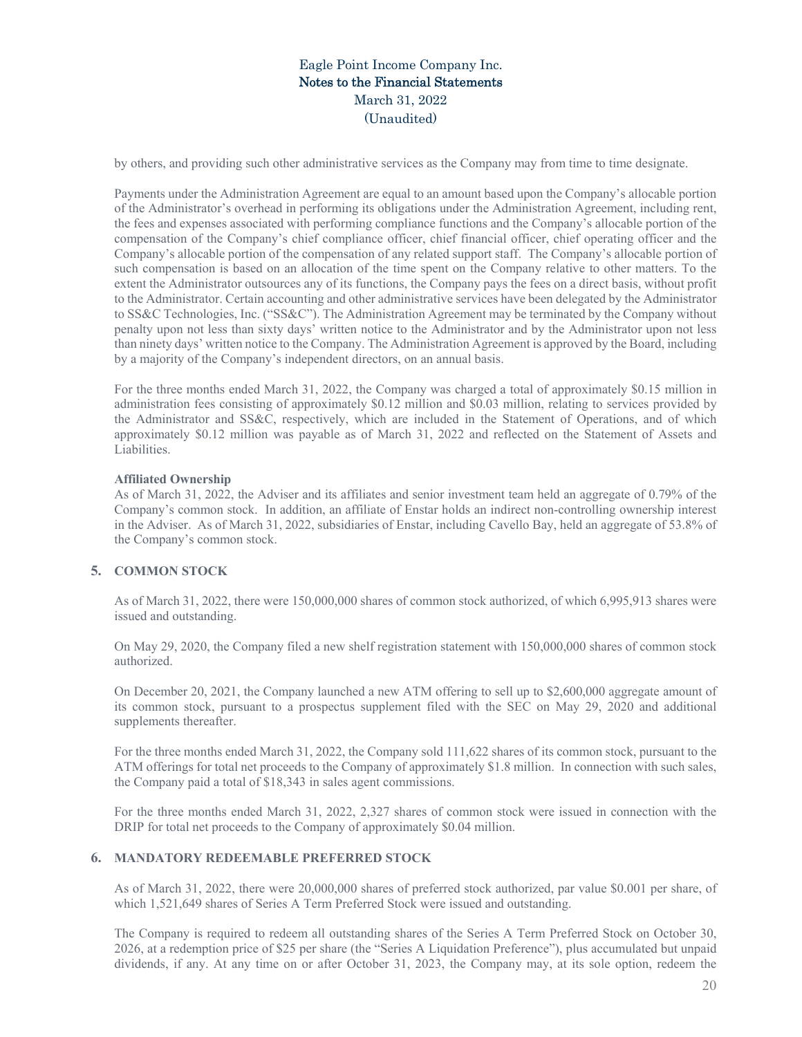by others, and providing such other administrative services as the Company may from time to time designate.

Payments under the Administration Agreement are equal to an amount based upon the Company's allocable portion of the Administrator's overhead in performing its obligations under the Administration Agreement, including rent, the fees and expenses associated with performing compliance functions and the Company's allocable portion of the compensation of the Company's chief compliance officer, chief financial officer, chief operating officer and the Company's allocable portion of the compensation of any related support staff. The Company's allocable portion of such compensation is based on an allocation of the time spent on the Company relative to other matters. To the extent the Administrator outsources any of its functions, the Company pays the fees on a direct basis, without profit to the Administrator. Certain accounting and other administrative services have been delegated by the Administrator to SS&C Technologies, Inc. ("SS&C"). The Administration Agreement may be terminated by the Company without penalty upon not less than sixty days' written notice to the Administrator and by the Administrator upon not less than ninety days' written notice to the Company. The Administration Agreement is approved by the Board, including by a majority of the Company's independent directors, on an annual basis.

For the three months ended March 31, 2022, the Company was charged a total of approximately $0.15 million in administration fees consisting of approximately $0.12 million and $0.03 million, relating to services provided by the Administrator and SS&C, respectively, which are included in the Statement of Operations, and of which approximately $0.12 million was payable as of March 31, 2022 and reflected on the Statement of Assets and Liabilities.

**Affiliated Ownership**

As of March 31, 2022, the Adviser and its affiliates and senior investment team held an aggregate of 0.79% of the Company's common stock. In addition, an affiliate of Enstar holds an indirect non-controlling ownership interest in the Adviser. As of March 31, 2022, subsidiaries of Enstar, including Cavello Bay, held an aggregate of 53.8% of the Company's common stock.

## 5. COMMON STOCK

As of March 31, 2022, there were 150,000,000 shares of common stock authorized, of which 6,995,913 shares were issued and outstanding.

On May 29, 2020, the Company filed a new shelf registration statement with 150,000,000 shares of common stock authorized.

On December 20, 2021, the Company launched a new ATM offering to sell up to $2,600,000 aggregate amount of its common stock, pursuant to a prospectus supplement filed with the SEC on May 29, 2020 and additional supplements thereafter.

For the three months ended March 31, 2022, the Company sold 111,622 shares of its common stock, pursuant to the ATM offerings for total net proceeds to the Company of approximately $1.8 million. In connection with such sales, the Company paid a total of $18,343 in sales agent commissions.

For the three months ended March 31, 2022, 2,327 shares of common stock were issued in connection with the DRIP for total net proceeds to the Company of approximately $0.04 million.

## 6. MANDATORY REDEEMABLE PREFERRED STOCK

As of March 31, 2022, there were 20,000,000 shares of preferred stock authorized, par value $0.001 per share, of which 1,521,649 shares of Series A Term Preferred Stock were issued and outstanding.

The Company is required to redeem all outstanding shares of the Series A Term Preferred Stock on October 30, 2026, at a redemption price of $25 per share (the "Series A Liquidation Preference"), plus accumulated but unpaid dividends, if any. At any time on or after October 31, 2023, the Company may, at its sole option, redeem the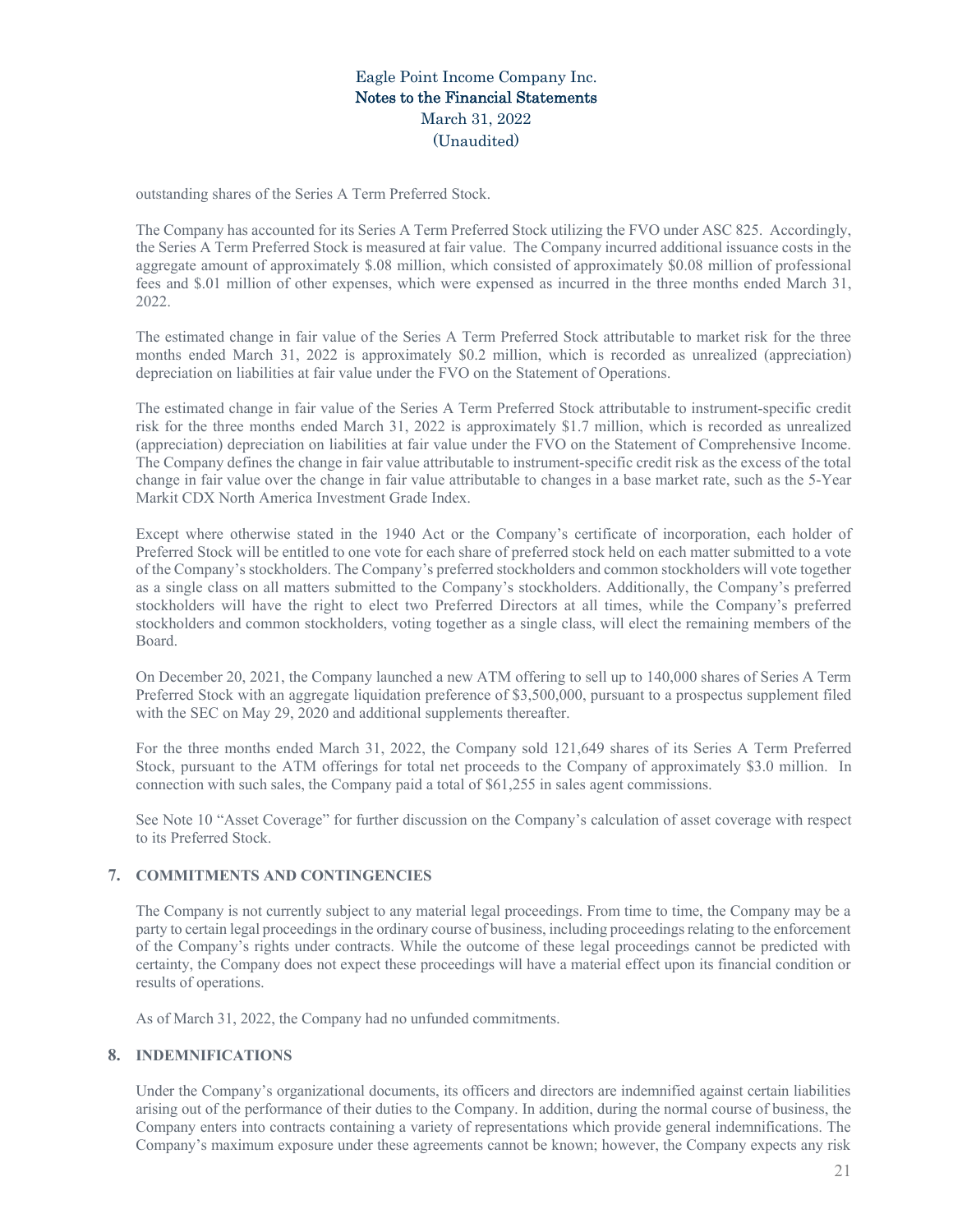outstanding shares of the Series A Term Preferred Stock.

The Company has accounted for its Series A Term Preferred Stock utilizing the FVO under ASC 825. Accordingly, the Series A Term Preferred Stock is measured at fair value. The Company incurred additional issuance costs in the aggregate amount of approximately $.08 million, which consisted of approximately $0.08 million of professional fees and $.01 million of other expenses, which were expensed as incurred in the three months ended March 31, 2022.

The estimated change in fair value of the Series A Term Preferred Stock attributable to market risk for the three months ended March 31, 2022 is approximately $0.2 million, which is recorded as unrealized (appreciation) depreciation on liabilities at fair value under the FVO on the Statement of Operations.

The estimated change in fair value of the Series A Term Preferred Stock attributable to instrument-specific credit risk for the three months ended March 31, 2022 is approximately $1.7 million, which is recorded as unrealized (appreciation) depreciation on liabilities at fair value under the FVO on the Statement of Comprehensive Income. The Company defines the change in fair value attributable to instrument-specific credit risk as the excess of the total change in fair value over the change in fair value attributable to changes in a base market rate, such as the 5-Year Markit CDX North America Investment Grade Index.

Except where otherwise stated in the 1940 Act or the Company's certificate of incorporation, each holder of Preferred Stock will be entitled to one vote for each share of preferred stock held on each matter submitted to a vote of the Company's stockholders. The Company's preferred stockholders and common stockholders will vote together as a single class on all matters submitted to the Company's stockholders. Additionally, the Company's preferred stockholders will have the right to elect two Preferred Directors at all times, while the Company's preferred stockholders and common stockholders, voting together as a single class, will elect the remaining members of the Board.

On December 20, 2021, the Company launched a new ATM offering to sell up to 140,000 shares of Series A Term Preferred Stock with an aggregate liquidation preference of $3,500,000, pursuant to a prospectus supplement filed with the SEC on May 29, 2020 and additional supplements thereafter.

For the three months ended March 31, 2022, the Company sold 121,649 shares of its Series A Term Preferred Stock, pursuant to the ATM offerings for total net proceeds to the Company of approximately $3.0 million. In connection with such sales, the Company paid a total of $61,255 in sales agent commissions.

See Note 10 "Asset Coverage" for further discussion on the Company's calculation of asset coverage with respect to its Preferred Stock.

## 7. COMMITMENTS AND CONTINGENCIES

The Company is not currently subject to any material legal proceedings. From time to time, the Company may be a party to certain legal proceedings in the ordinary course of business, including proceedings relating to the enforcement of the Company's rights under contracts. While the outcome of these legal proceedings cannot be predicted with certainty, the Company does not expect these proceedings will have a material effect upon its financial condition or results of operations.

As of March 31, 2022, the Company had no unfunded commitments.

## 8. INDEMNIFICATIONS

Under the Company's organizational documents, its officers and directors are indemnified against certain liabilities arising out of the performance of their duties to the Company. In addition, during the normal course of business, the Company enters into contracts containing a variety of representations which provide general indemnifications. The Company's maximum exposure under these agreements cannot be known; however, the Company expects any risk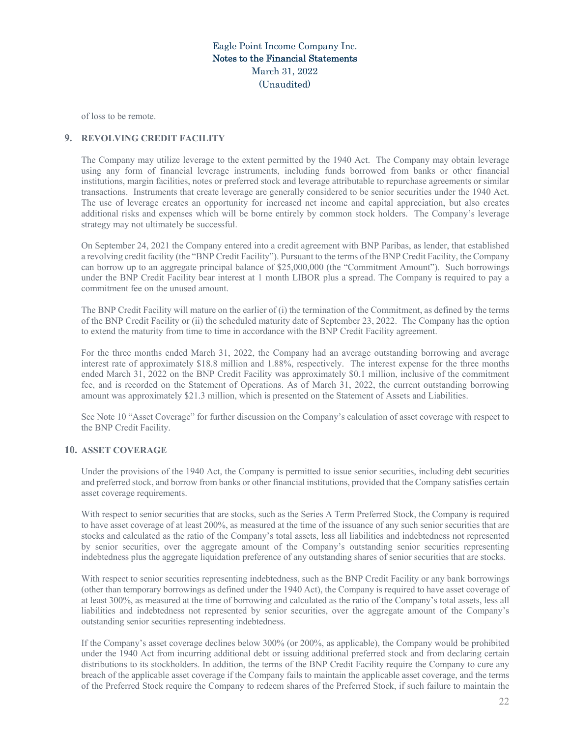of loss to be remote.

## 9. REVOLVING CREDIT FACILITY

The Company may utilize leverage to the extent permitted by the 1940 Act. The Company may obtain leverage using any form of financial leverage instruments, including funds borrowed from banks or other financial institutions, margin facilities, notes or preferred stock and leverage attributable to repurchase agreements or similar transactions. Instruments that create leverage are generally considered to be senior securities under the 1940 Act. The use of leverage creates an opportunity for increased net income and capital appreciation, but also creates additional risks and expenses which will be borne entirely by common stock holders. The Company's leverage strategy may not ultimately be successful.

On September 24, 2021 the Company entered into a credit agreement with BNP Paribas, as lender, that established a revolving credit facility (the "BNP Credit Facility"). Pursuant to the terms of the BNP Credit Facility, the Company can borrow up to an aggregate principal balance of $25,000,000 (the "Commitment Amount"). Such borrowings under the BNP Credit Facility bear interest at 1 month LIBOR plus a spread. The Company is required to pay a commitment fee on the unused amount.

The BNP Credit Facility will mature on the earlier of (i) the termination of the Commitment, as defined by the terms of the BNP Credit Facility or (ii) the scheduled maturity date of September 23, 2022. The Company has the option to extend the maturity from time to time in accordance with the BNP Credit Facility agreement.

For the three months ended March 31, 2022, the Company had an average outstanding borrowing and average interest rate of approximately $18.8 million and 1.88%, respectively. The interest expense for the three months ended March 31, 2022 on the BNP Credit Facility was approximately $0.1 million, inclusive of the commitment fee, and is recorded on the Statement of Operations. As of March 31, 2022, the current outstanding borrowing amount was approximately $21.3 million, which is presented on the Statement of Assets and Liabilities.

See Note 10 "Asset Coverage" for further discussion on the Company's calculation of asset coverage with respect to the BNP Credit Facility.

## 10. ASSET COVERAGE

Under the provisions of the 1940 Act, the Company is permitted to issue senior securities, including debt securities and preferred stock, and borrow from banks or other financial institutions, provided that the Company satisfies certain asset coverage requirements.

With respect to senior securities that are stocks, such as the Series A Term Preferred Stock, the Company is required to have asset coverage of at least 200%, as measured at the time of the issuance of any such senior securities that are stocks and calculated as the ratio of the Company's total assets, less all liabilities and indebtedness not represented by senior securities, over the aggregate amount of the Company's outstanding senior securities representing indebtedness plus the aggregate liquidation preference of any outstanding shares of senior securities that are stocks.

With respect to senior securities representing indebtedness, such as the BNP Credit Facility or any bank borrowings (other than temporary borrowings as defined under the 1940 Act), the Company is required to have asset coverage of at least 300%, as measured at the time of borrowing and calculated as the ratio of the Company's total assets, less all liabilities and indebtedness not represented by senior securities, over the aggregate amount of the Company's outstanding senior securities representing indebtedness.

If the Company's asset coverage declines below 300% (or 200%, as applicable), the Company would be prohibited under the 1940 Act from incurring additional debt or issuing additional preferred stock and from declaring certain distributions to its stockholders. In addition, the terms of the BNP Credit Facility require the Company to cure any breach of the applicable asset coverage if the Company fails to maintain the applicable asset coverage, and the terms of the Preferred Stock require the Company to redeem shares of the Preferred Stock, if such failure to maintain the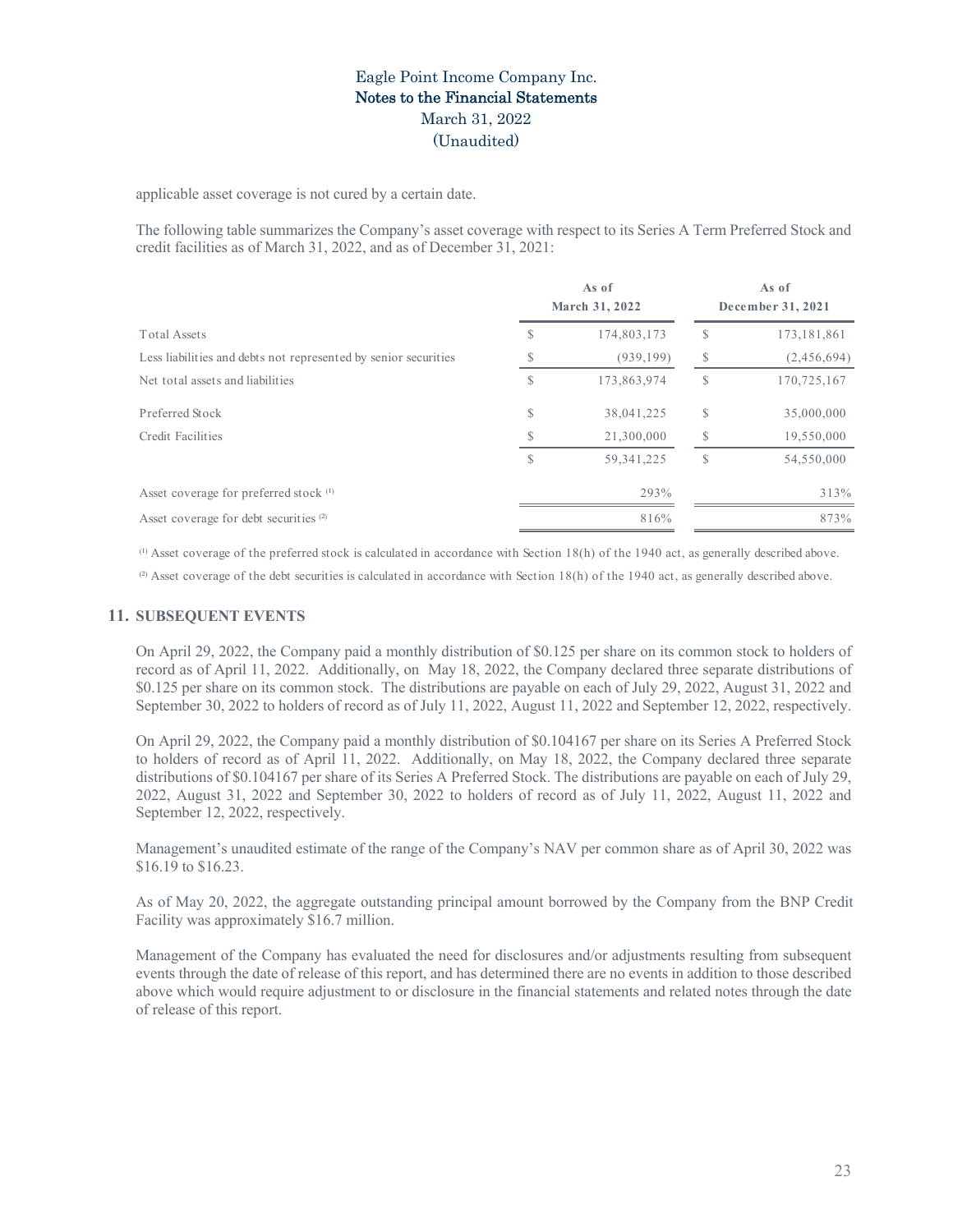applicable asset coverage is not cured by a certain date.

The following table summarizes the Company's asset coverage with respect to its Series A Term Preferred Stock and credit facilities as of March 31, 2022, and as of December 31, 2021:

| | As of March 31, 2022 | As of December 31, 2021 |
|---|---|---|
| Total Assets | $ 174,803,173 | $ 173,181,861 |
| Less liabilities and debts not represented by senior securities | $ (939,199) | $ (2,456,694) |
| Net total assets and liabilities | $ 173,863,974 | $ 170,725,167 |
| Preferred Stock | $ 38,041,225 | $ 35,000,000 |
| Credit Facilities | $ 21,300,000 | $ 19,550,000 |
| | $ 59,341,225 | $ 54,550,000 |
| Asset coverage for preferred stock [(1)] | 293% | 313% |
| Asset coverage for debt securities [(2)] | 816% | 873% |

[(1)] Asset coverage of the preferred stock is calculated in accordance with Section 18(h) of the 1940 act, as generally described above.

[(2)] Asset coverage of the debt securities is calculated in accordance with Section 18(h) of the 1940 act, as generally described above.

## 11. SUBSEQUENT EVENTS

On April 29, 2022, the Company paid a monthly distribution of $0.125 per share on its common stock to holders of record as of April 11, 2022. Additionally, on May 18, 2022, the Company declared three separate distributions of $0.125 per share on its common stock. The distributions are payable on each of July 29, 2022, August 31, 2022 and September 30, 2022 to holders of record as of July 11, 2022, August 11, 2022 and September 12, 2022, respectively.

On April 29, 2022, the Company paid a monthly distribution of $0.104167 per share on its Series A Preferred Stock to holders of record as of April 11, 2022. Additionally, on May 18, 2022, the Company declared three separate distributions of $0.104167 per share of its Series A Preferred Stock. The distributions are payable on each of July 29, 2022, August 31, 2022 and September 30, 2022 to holders of record as of July 11, 2022, August 11, 2022 and September 12, 2022, respectively.

Management's unaudited estimate of the range of the Company's NAV per common share as of April 30, 2022 was $16.19 to $16.23.

As of May 20, 2022, the aggregate outstanding principal amount borrowed by the Company from the BNP Credit Facility was approximately $16.7 million.

Management of the Company has evaluated the need for disclosures and/or adjustments resulting from subsequent events through the date of release of this report, and has determined there are no events in addition to those described above which would require adjustment to or disclosure in the financial statements and related notes through the date of release of this report.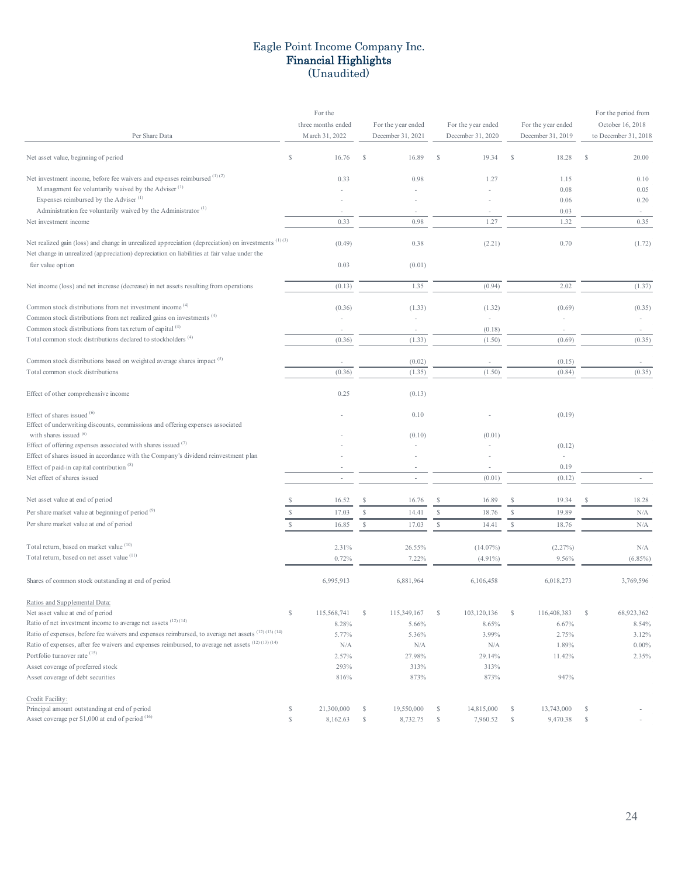# Eagle Point Income Company Inc.
## Financial Highlights
(Unaudited)

| Per Share Data | For the three months ended March 31, 2022 | For the year ended December 31, 2021 | For the year ended December 31, 2020 | For the year ended December 31, 2019 | For the period from October 16, 2018 to December 31, 2018 |
|---|---|---|---|---|---|
| Net asset value, beginning of period | $ 16.76 | $ 16.89 | $ 19.34 | $ 18.28 | $ 20.00 |
| Net investment income, before fee waivers and expenses reimbursed [1] [2] | 0.33 | 0.98 | 1.27 | 1.15 | 0.10 |
| Management fee voluntarily waived by the Adviser [1] | - | - | - | 0.08 | 0.05 |
| Expenses reimbursed by the Adviser [1] | - | - | - | 0.06 | 0.20 |
| Administration fee voluntarily waived by the Administrator [1] | - | - | - | 0.03 | - |
| Net investment income | 0.33 | 0.98 | 1.27 | 1.32 | 0.35 |
| Net realized gain (loss) and change in unrealized appreciation (depreciation) on investments [1] [3] | (0.49) | 0.38 | (2.21) | 0.70 | (1.72) |
| Net change in unrealized (appreciation) depreciation on liabilities at fair value under the fair value option | 0.03 | (0.01) | | | |
| Net income (loss) and net increase (decrease) in net assets resulting from operations | (0.13) | 1.35 | (0.94) | 2.02 | (1.37) |
| Common stock distributions from net investment income [4] | (0.36) | (1.33) | (1.32) | (0.69) | (0.35) |
| Common stock distributions from net realized gains on investments [4] | - | - | - | - | - |
| Common stock distributions from tax return of capital [4] | - | - | (0.18) | - | - |
| Total common stock distributions declared to stockholders [4] | (0.36) | (1.33) | (1.50) | (0.69) | (0.35) |
| Common stock distributions based on weighted average shares impact [5] | - | (0.02) | - | (0.15) | - |
| Total common stock distributions | (0.36) | (1.35) | (1.50) | (0.84) | (0.35) |
| Effect of other comprehensive income | 0.25 | (0.13) | | | |
| Effect of shares issued [6] | - | 0.10 | - | (0.19) | |
| Effect of underwriting discounts, commissions and offering expenses associated with shares issued [6] | - | (0.10) | (0.01) | | |
| Effect of offering expenses associated with shares issued [7] | - | - | - | (0.12) | |
| Effect of shares issued in accordance with the Company's dividend reinvestment plan | - | - | - | - | |
| Effect of paid-in capital contribution [8] | - | - | - | 0.19 | |
| Net effect of shares issued | - | - | (0.01) | (0.12) | - |
| Net asset value at end of period | $ 16.52 | $ 16.76 | $ 16.89 | $ 19.34 | $ 18.28 |
| Per share market value at beginning of period [9] | $ 17.03 | $ 14.41 | $ 18.76 | $ 19.89 | N/A |
| Per share market value at end of period | $ 16.85 | $ 17.03 | $ 14.41 | $ 18.76 | N/A |
| Total return, based on market value [10] | 2.31% | 26.55% | (14.07%) | (2.27%) | N/A |
| Total return, based on net asset value [11] | 0.72% | 7.22% | (4.91%) | 9.56% | (6.85%) |
| Shares of common stock outstanding at end of period | 6,995,913 | 6,881,964 | 6,106,458 | 6,018,273 | 3,769,596 |
| **Ratios and Supplemental Data:** | | | | | |
| Net asset value at end of period | $ 115,568,741 | $ 115,349,167 | $ 103,120,136 | $ 116,408,383 | $ 68,923,362 |
| Ratio of net investment income to average net assets [12] [14] | 8.28% | 5.66% | 8.65% | 6.67% | 8.54% |
| Ratio of expenses, before fee waivers and expenses reimbursed, to average net assets [12] [13] [14] | 5.77% | 5.36% | 3.99% | 2.75% | 3.12% |
| Ratio of expenses, after fee waivers and expenses reimbursed, to average net assets [12] [13] [14] | N/A | N/A | N/A | 1.89% | 0.00% |
| Portfolio turnover rate [15] | 2.57% | 27.98% | 29.14% | 11.42% | 2.35% |
| Asset coverage of preferred stock | 293% | 313% | 313% | | |
| Asset coverage of debt securities | 816% | 873% | 873% | 947% | |
| **Credit Facility:** | | | | | |
| Principal amount outstanding at end of period | $ 21,300,000 | $ 19,550,000 | $ 14,815,000 | $ 13,743,000 | $ - |
| Asset coverage per $1,000 at end of period [16] | $ 8,162.63 | $ 8,732.75 | $ 7,960.52 | $ 9,470.38 | $ - |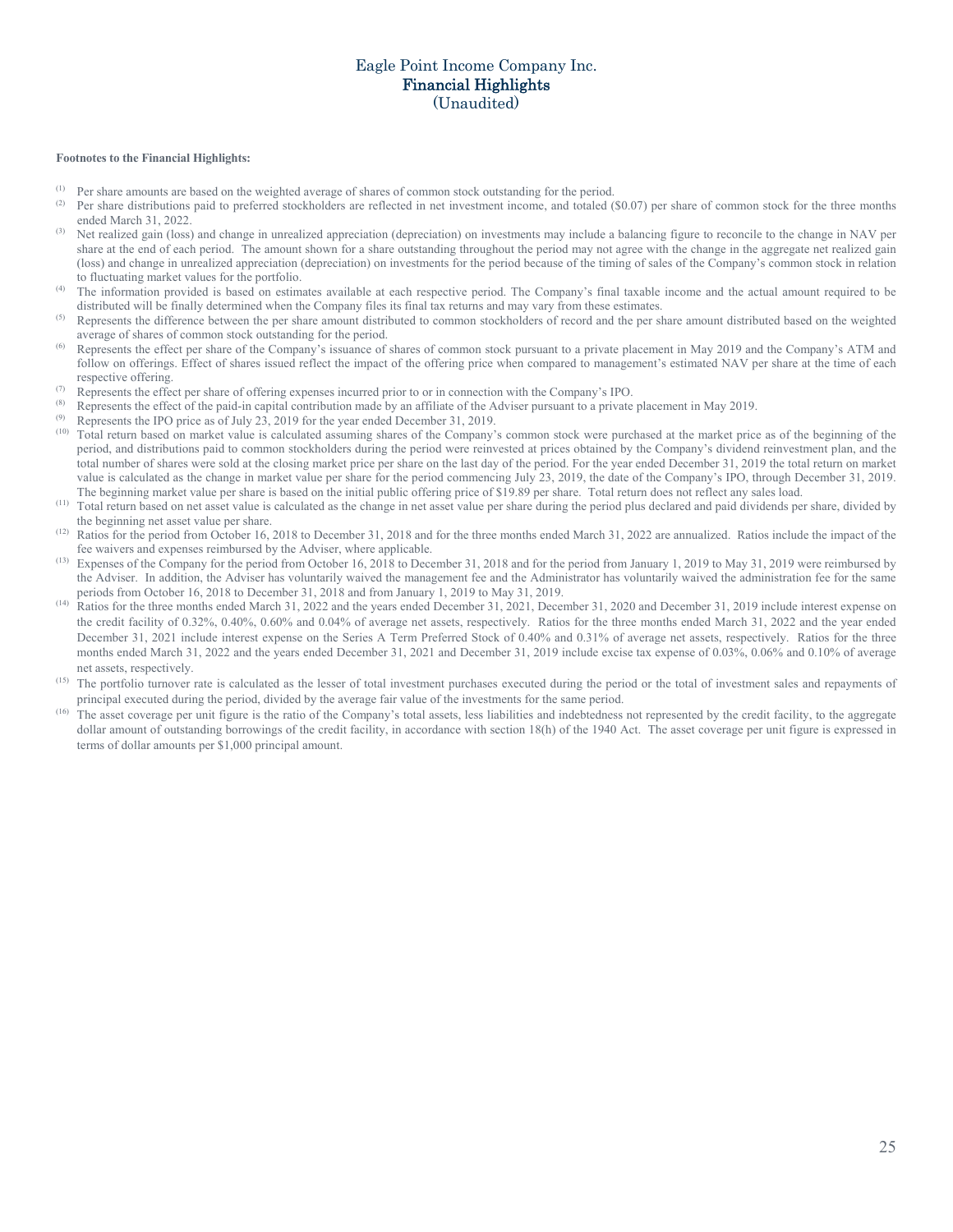# Eagle Point Income Company Inc.
## Financial Highlights
(Unaudited)

**Footnotes to the Financial Highlights:**

(1) Per share amounts are based on the weighted average of shares of common stock outstanding for the period.

(2) Per share distributions paid to preferred stockholders are reflected in net investment income, and totaled ($0.07) per share of common stock for the three months ended March 31, 2022.

(3) Net realized gain (loss) and change in unrealized appreciation (depreciation) on investments may include a balancing figure to reconcile to the change in NAV per share at the end of each period. The amount shown for a share outstanding throughout the period may not agree with the change in the aggregate net realized gain (loss) and change in unrealized appreciation (depreciation) on investments for the period because of the timing of sales of the Company's common stock in relation to fluctuating market values for the portfolio.

(4) The information provided is based on estimates available at each respective period. The Company's final taxable income and the actual amount required to be distributed will be finally determined when the Company files its final tax returns and may vary from these estimates.

(5) Represents the difference between the per share amount distributed to common stockholders of record and the per share amount distributed based on the weighted average of shares of common stock outstanding for the period.

(6) Represents the effect per share of the Company's issuance of shares of common stock pursuant to a private placement in May 2019 and the Company's ATM and follow on offerings. Effect of shares issued reflect the impact of the offering price when compared to management's estimated NAV per share at the time of each respective offering.

(7) Represents the effect per share of offering expenses incurred prior to or in connection with the Company's IPO.

(8) Represents the effect of the paid-in capital contribution made by an affiliate of the Adviser pursuant to a private placement in May 2019.

(9) Represents the IPO price as of July 23, 2019 for the year ended December 31, 2019.

(10) Total return based on market value is calculated assuming shares of the Company's common stock were purchased at the market price as of the beginning of the period, and distributions paid to common stockholders during the period were reinvested at prices obtained by the Company's dividend reinvestment plan, and the total number of shares were sold at the closing market price per share on the last day of the period. For the year ended December 31, 2019 the total return on market value is calculated as the change in market value per share for the period commencing July 23, 2019, the date of the Company's IPO, through December 31, 2019. The beginning market value per share is based on the initial public offering price of $19.89 per share. Total return does not reflect any sales load.

(11) Total return based on net asset value is calculated as the change in net asset value per share during the period plus declared and paid dividends per share, divided by the beginning net asset value per share.

(12) Ratios for the period from October 16, 2018 to December 31, 2018 and for the three months ended March 31, 2022 are annualized. Ratios include the impact of the fee waivers and expenses reimbursed by the Adviser, where applicable.

(13) Expenses of the Company for the period from October 16, 2018 to December 31, 2018 and for the period from January 1, 2019 to May 31, 2019 were reimbursed by the Adviser. In addition, the Adviser has voluntarily waived the management fee and the Administrator has voluntarily waived the administration fee for the same periods from October 16, 2018 to December 31, 2018 and from January 1, 2019 to May 31, 2019.

(14) Ratios for the three months ended March 31, 2022 and the years ended December 31, 2021, December 31, 2020 and December 31, 2019 include interest expense on the credit facility of 0.32%, 0.40%, 0.60% and 0.04% of average net assets, respectively. Ratios for the three months ended March 31, 2022 and the year ended December 31, 2021 include interest expense on the Series A Term Preferred Stock of 0.40% and 0.31% of average net assets, respectively. Ratios for the three months ended March 31, 2022 and the years ended December 31, 2021 and December 31, 2019 include excise tax expense of 0.03%, 0.06% and 0.10% of average net assets, respectively.

(15) The portfolio turnover rate is calculated as the lesser of total investment purchases executed during the period or the total of investment sales and repayments of principal executed during the period, divided by the average fair value of the investments for the same period.

(16) The asset coverage per unit figure is the ratio of the Company's total assets, less liabilities and indebtedness not represented by the credit facility, to the aggregate dollar amount of outstanding borrowings of the credit facility, in accordance with section 18(h) of the 1940 Act. The asset coverage per unit figure is expressed in terms of dollar amounts per $1,000 principal amount.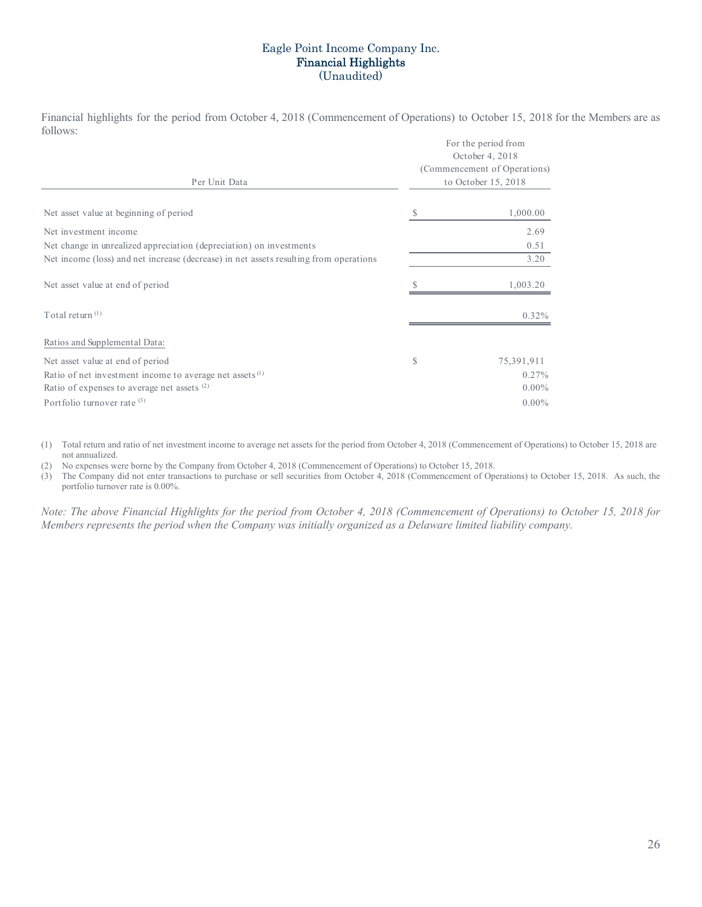# Eagle Point Income Company Inc.
## Financial Highlights
(Unaudited)

Financial highlights for the period from October 4, 2018 (Commencement of Operations) to October 15, 2018 for the Members are as follows:

| Per Unit Data | | For the period from October 4, 2018 (Commencement of Operations) to October 15, 2018 |
|---|---|---|
| Net asset value at beginning of period | $ | 1,000.00 |
| Net investment income | | 2.69 |
| Net change in unrealized appreciation (depreciation) on investments | | 0.51 |
| Net income (loss) and net increase (decrease) in net assets resulting from operations | | 3.20 |
| Net asset value at end of period | $ | 1,003.20 |
| Total return [(1)] | | 0.32% |
| Ratios and Supplemental Data: | | |
| Net asset value at end of period | $ | 75,391,911 |
| Ratio of net investment income to average net assets [(1)] | | 0.27% |
| Ratio of expenses to average net assets [(2)] | | 0.00% |
| Portfolio turnover rate [(3)] | | 0.00% |

(1) Total return and ratio of net investment income to average net assets for the period from October 4, 2018 (Commencement of Operations) to October 15, 2018 are not annualized.

(2) No expenses were borne by the Company from October 4, 2018 (Commencement of Operations) to October 15, 2018.

(3) The Company did not enter transactions to purchase or sell securities from October 4, 2018 (Commencement of Operations) to October 15, 2018. As such, the portfolio turnover rate is 0.00%.

*Note: The above Financial Highlights for the period from October 4, 2018 (Commencement of Operations) to October 15, 2018 for Members represents the period when the Company was initially organized as a Delaware limited liability company.*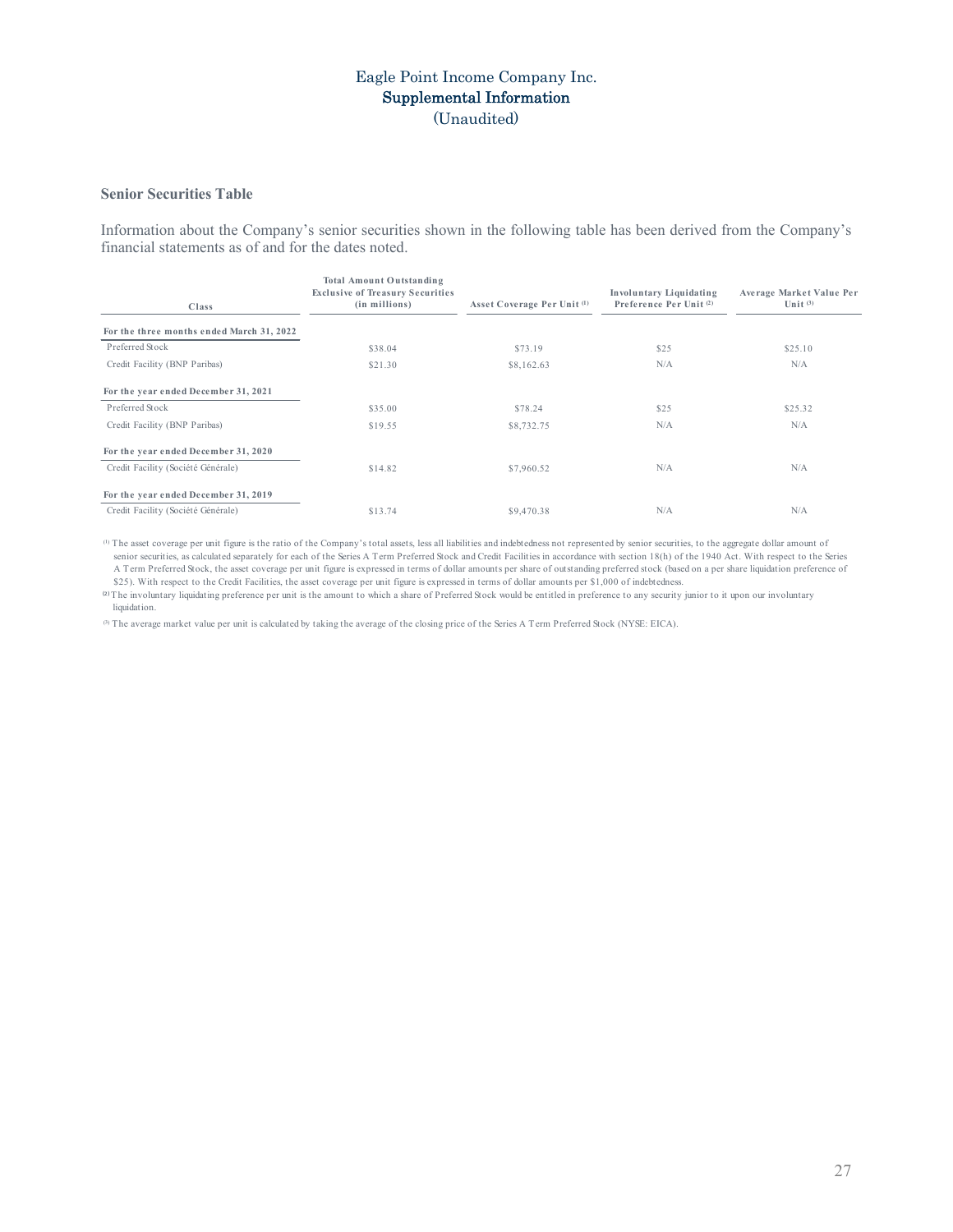Eagle Point Income Company Inc.

**Supplemental Information**

(Unaudited)

### Senior Securities Table

Information about the Company's senior securities shown in the following table has been derived from the Company's financial statements as of and for the dates noted.

| Class | Total Amount Outstanding Exclusive of Treasury Securities (in millions) | Asset Coverage Per Unit [1] | Involuntary Liquidating Preference Per Unit [2] | Average Market Value Per Unit [3] |
|---|---|---|---|---|
| **For the three months ended March 31, 2022** | | | | |
| Preferred Stock | $38.04 | $73.19 | $25 | $25.10 |
| Credit Facility (BNP Paribas) | $21.30 | $8,162.63 | N/A | N/A |
| **For the year ended December 31, 2021** | | | | |
| Preferred Stock | $35.00 | $78.24 | $25 | $25.32 |
| Credit Facility (BNP Paribas) | $19.55 | $8,732.75 | N/A | N/A |
| **For the year ended December 31, 2020** | | | | |
| Credit Facility (Société Générale) | $14.82 | $7,960.52 | N/A | N/A |
| **For the year ended December 31, 2019** | | | | |
| Credit Facility (Société Générale) | $13.74 | $9,470.38 | N/A | N/A |

[1] The asset coverage per unit figure is the ratio of the Company's total assets, less all liabilities and indebtedness not represented by senior securities, to the aggregate dollar amount of senior securities, as calculated separately for each of the Series A Term Preferred Stock and Credit Facilities in accordance with section 18(h) of the 1940 Act. With respect to the Series A Term Preferred Stock, the asset coverage per unit figure is expressed in terms of dollar amounts per share of outstanding preferred stock (based on a per share liquidation preference of $25). With respect to the Credit Facilities, the asset coverage per unit figure is expressed in terms of dollar amounts per $1,000 of indebtedness.

[2] The involuntary liquidating preference per unit is the amount to which a share of Preferred Stock would be entitled in preference to any security junior to it upon our involuntary liquidation.

[3] The average market value per unit is calculated by taking the average of the closing price of the Series A Term Preferred Stock (NYSE: EICA).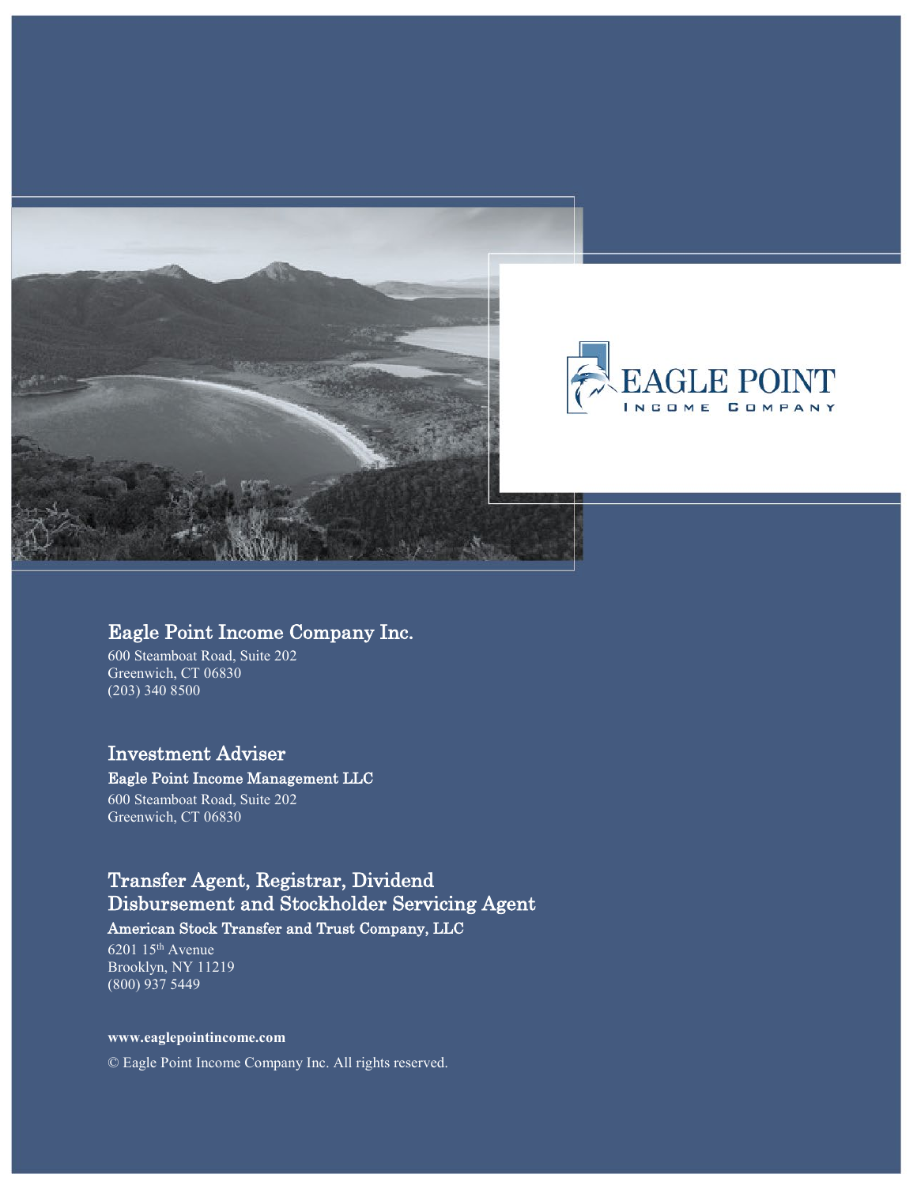EAGLE POINT

INCOME COMPANY

## Eagle Point Income Company Inc.

600 Steamboat Road, Suite 202
Greenwich, CT 06830
(203) 340 8500

## Investment Adviser

**Eagle Point Income Management LLC**

600 Steamboat Road, Suite 202
Greenwich, CT 06830

## Transfer Agent, Registrar, Dividend Disbursement and Stockholder Servicing Agent

**American Stock Transfer and Trust Company, LLC**

6201 15th Avenue
Brooklyn, NY 11219
(800) 937 5449

**www.eaglepointincome.com**

© Eagle Point Income Company Inc. All rights reserved.